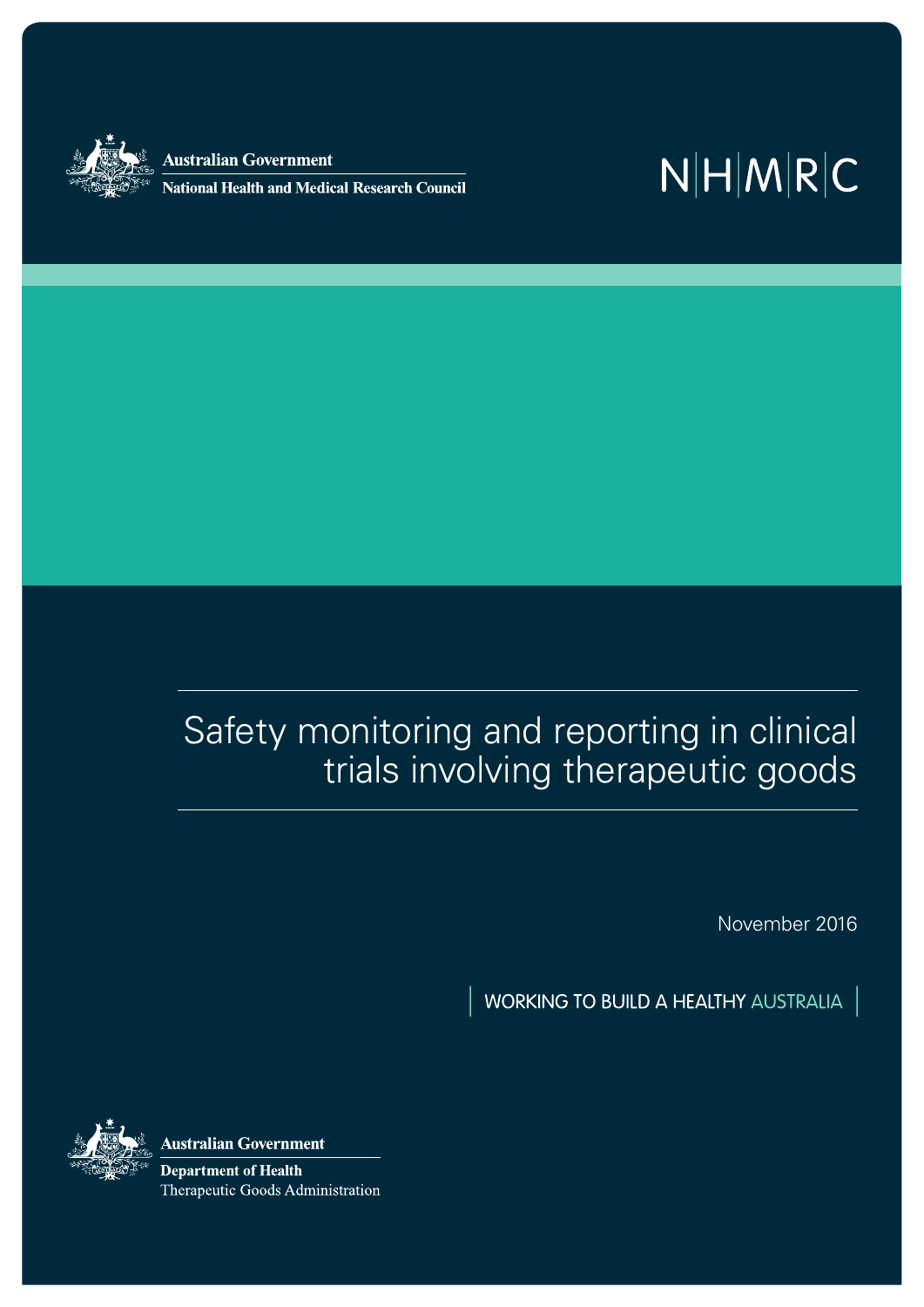Australian Government

National Health and Medical Research Council

NHMRC

# Safety monitoring and reporting in clinical trials involving therapeutic goods

November 2016

WORKING TO BUILD A HEALTHY AUSTRALIA

Australian Government

Department of Health

Therapeutic Goods Administration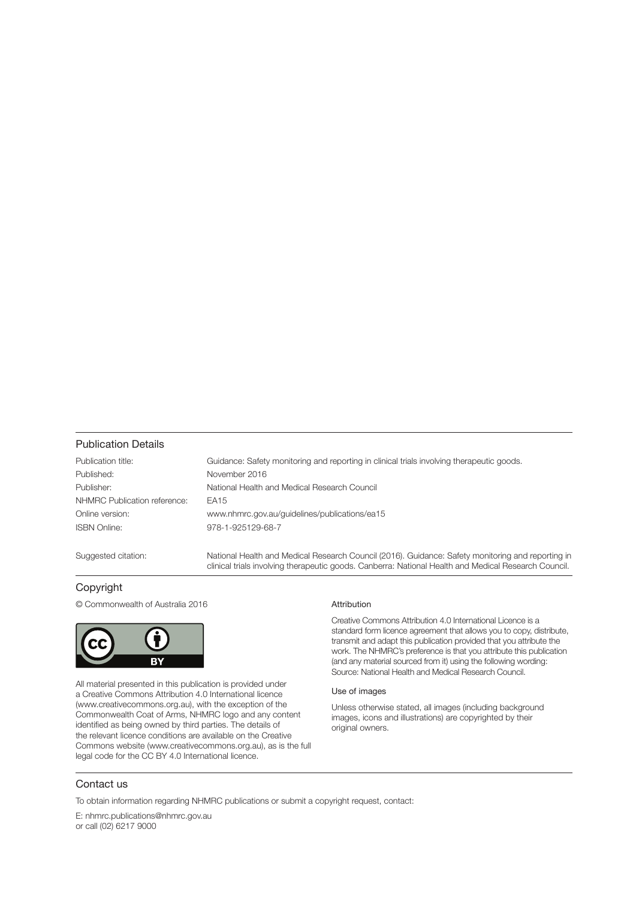## Publication Details

| | |
|---|---|
| Publication title: | Guidance: Safety monitoring and reporting in clinical trials involving therapeutic goods. |
| Published: | November 2016 |
| Publisher: | National Health and Medical Research Council |
| NHMRC Publication reference: | EA15 |
| Online version: | www.nhmrc.gov.au/guidelines/publications/ea15 |
| ISBN Online: | 978-1-925129-68-7 |
| Suggested citation: | National Health and Medical Research Council (2016). Guidance: Safety monitoring and reporting in clinical trials involving therapeutic goods. Canberra: National Health and Medical Research Council. |

## Copyright

© Commonwealth of Australia 2016

All material presented in this publication is provided under a Creative Commons Attribution 4.0 International licence (www.creativecommons.org.au), with the exception of the Commonwealth Coat of Arms, NHMRC logo and any content identified as being owned by third parties. The details of the relevant licence conditions are available on the Creative Commons website (www.creativecommons.org.au), as is the full legal code for the CC BY 4.0 International licence.

### Attribution

Creative Commons Attribution 4.0 International Licence is a standard form licence agreement that allows you to copy, distribute, transmit and adapt this publication provided that you attribute the work. The NHMRC's preference is that you attribute this publication (and any material sourced from it) using the following wording: Source: National Health and Medical Research Council.

### Use of images

Unless otherwise stated, all images (including background images, icons and illustrations) are copyrighted by their original owners.

## Contact us

To obtain information regarding NHMRC publications or submit a copyright request, contact:

E: nhmrc.publications@nhmrc.gov.au
or call (02) 6217 9000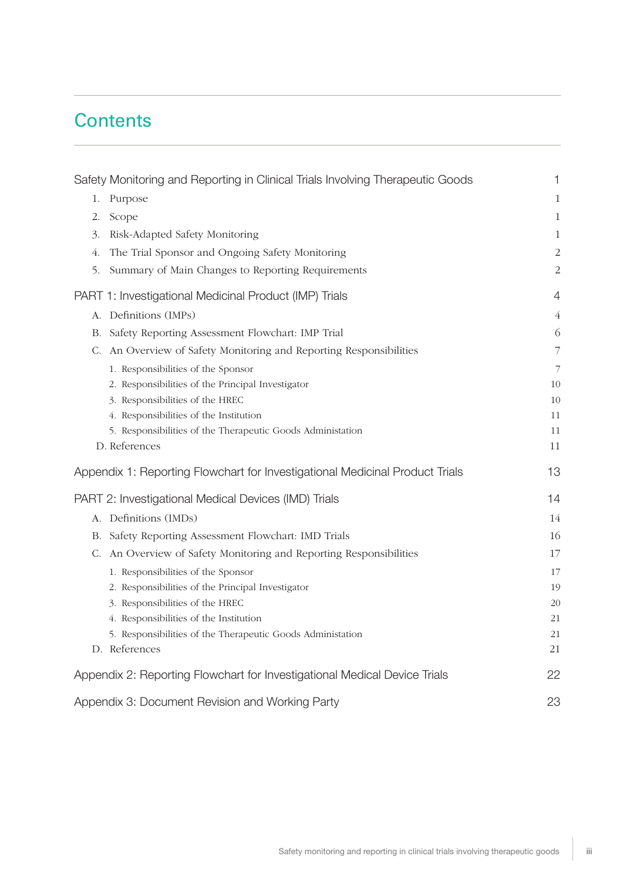# Contents

| | |
|---|---|
| Safety Monitoring and Reporting in Clinical Trials Involving Therapeutic Goods | 1 |
| 1. Purpose | 1 |
| 2. Scope | 1 |
| 3. Risk-Adapted Safety Monitoring | 1 |
| 4. The Trial Sponsor and Ongoing Safety Monitoring | 2 |
| 5. Summary of Main Changes to Reporting Requirements | 2 |
| PART 1: Investigational Medicinal Product (IMP) Trials | 4 |
| A. Definitions (IMPs) | 4 |
| B. Safety Reporting Assessment Flowchart: IMP Trial | 6 |
| C. An Overview of Safety Monitoring and Reporting Responsibilities | 7 |
| 1. Responsibilities of the Sponsor | 7 |
| 2. Responsibilities of the Principal Investigator | 10 |
| 3. Responsibilities of the HREC | 10 |
| 4. Responsibilities of the Institution | 11 |
| 5. Responsibilities of the Therapeutic Goods Administation | 11 |
| D. References | 11 |
| Appendix 1: Reporting Flowchart for Investigational Medicinal Product Trials | 13 |
| PART 2: Investigational Medical Devices (IMD) Trials | 14 |
| A. Definitions (IMDs) | 14 |
| B. Safety Reporting Assessment Flowchart: IMD Trials | 16 |
| C. An Overview of Safety Monitoring and Reporting Responsibilities | 17 |
| 1. Responsibilities of the Sponsor | 17 |
| 2. Responsibilities of the Principal Investigator | 19 |
| 3. Responsibilities of the HREC | 20 |
| 4. Responsibilities of the Institution | 21 |
| 5. Responsibilities of the Therapeutic Goods Administation | 21 |
| D. References | 21 |
| Appendix 2: Reporting Flowchart for Investigational Medical Device Trials | 22 |
| Appendix 3: Document Revision and Working Party | 23 |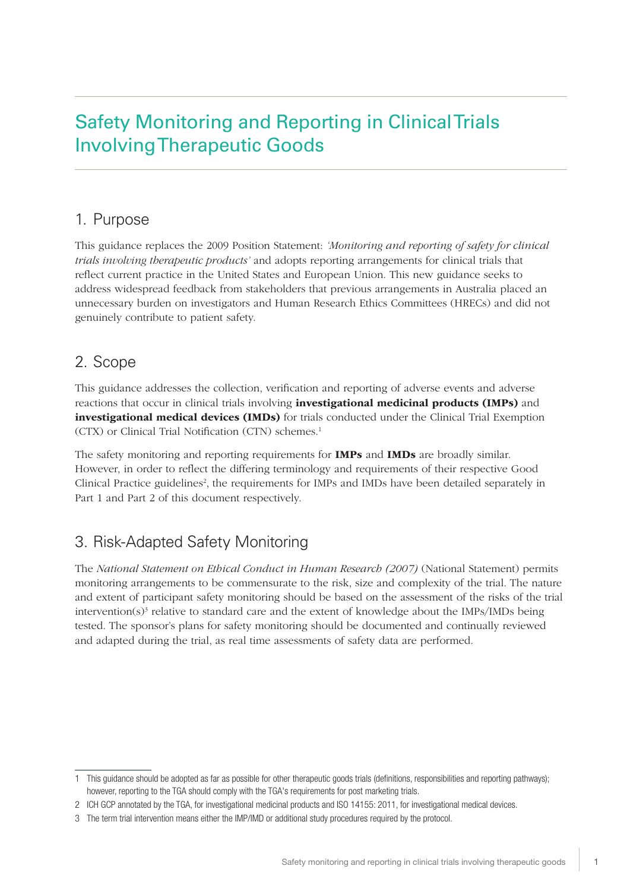# Safety Monitoring and Reporting in Clinical Trials Involving Therapeutic Goods

## 1. Purpose

This guidance replaces the 2009 Position Statement: *'Monitoring and reporting of safety for clinical trials involving therapeutic products'* and adopts reporting arrangements for clinical trials that reflect current practice in the United States and European Union. This new guidance seeks to address widespread feedback from stakeholders that previous arrangements in Australia placed an unnecessary burden on investigators and Human Research Ethics Committees (HRECs) and did not genuinely contribute to patient safety.

## 2. Scope

This guidance addresses the collection, verification and reporting of adverse events and adverse reactions that occur in clinical trials involving **investigational medicinal products (IMPs)** and **investigational medical devices (IMDs)** for trials conducted under the Clinical Trial Exemption (CTX) or Clinical Trial Notification (CTN) schemes.[1]

The safety monitoring and reporting requirements for **IMPs** and **IMDs** are broadly similar. However, in order to reflect the differing terminology and requirements of their respective Good Clinical Practice guidelines[2], the requirements for IMPs and IMDs have been detailed separately in Part 1 and Part 2 of this document respectively.

## 3. Risk-Adapted Safety Monitoring

The *National Statement on Ethical Conduct in Human Research (2007)* (National Statement) permits monitoring arrangements to be commensurate to the risk, size and complexity of the trial. The nature and extent of participant safety monitoring should be based on the assessment of the risks of the trial intervention(s)[3] relative to standard care and the extent of knowledge about the IMPs/IMDs being tested. The sponsor's plans for safety monitoring should be documented and continually reviewed and adapted during the trial, as real time assessments of safety data are performed.

---

1 This guidance should be adopted as far as possible for other therapeutic goods trials (definitions, responsibilities and reporting pathways); however, reporting to the TGA should comply with the TGA's requirements for post marketing trials.

2 ICH GCP annotated by the TGA, for investigational medicinal products and ISO 14155: 2011, for investigational medical devices.

3 The term trial intervention means either the IMP/IMD or additional study procedures required by the protocol.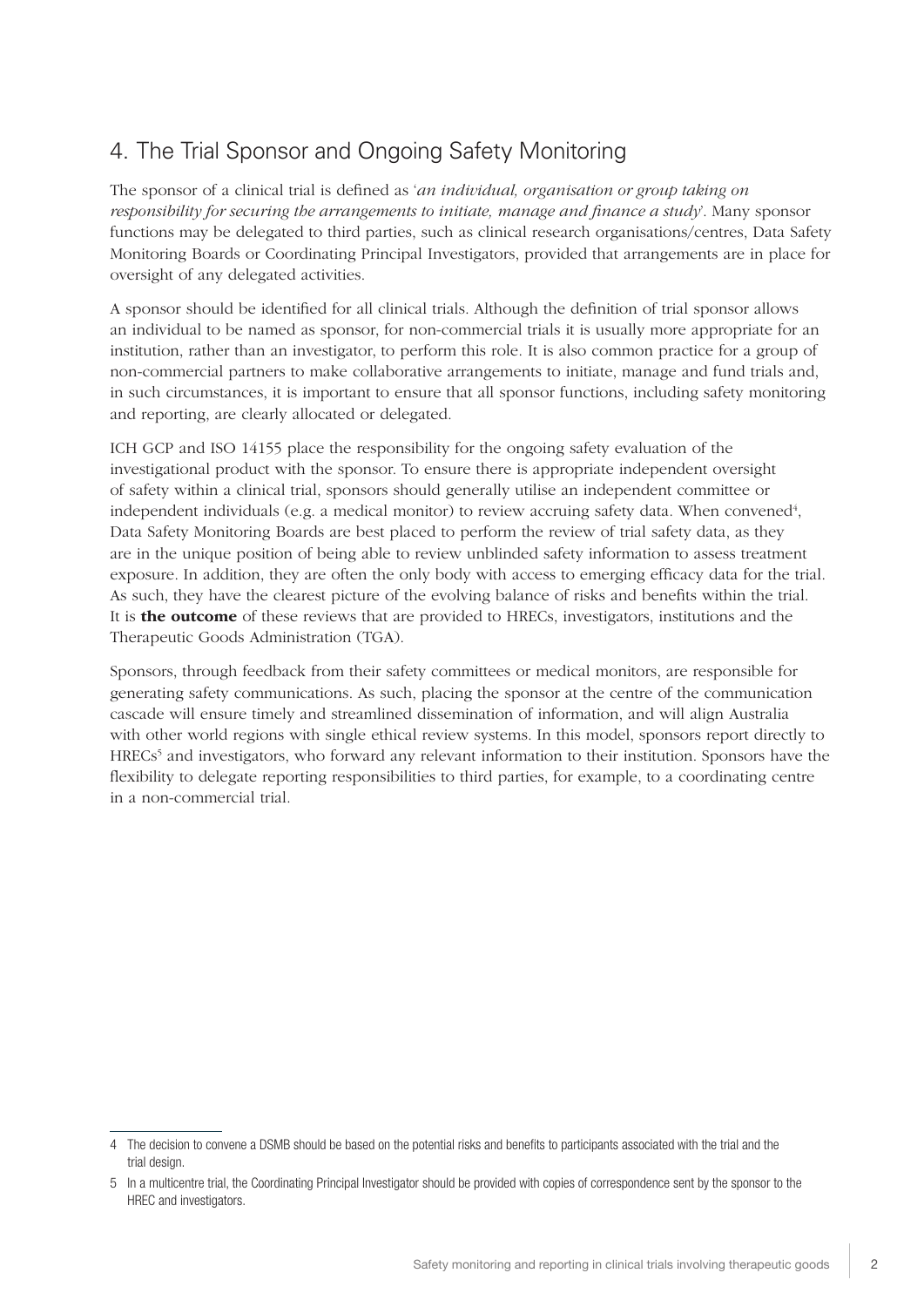## 4. The Trial Sponsor and Ongoing Safety Monitoring

The sponsor of a clinical trial is defined as '*an individual, organisation or group taking on responsibility for securing the arrangements to initiate, manage and finance a study*'. Many sponsor functions may be delegated to third parties, such as clinical research organisations/centres, Data Safety Monitoring Boards or Coordinating Principal Investigators, provided that arrangements are in place for oversight of any delegated activities.

A sponsor should be identified for all clinical trials. Although the definition of trial sponsor allows an individual to be named as sponsor, for non-commercial trials it is usually more appropriate for an institution, rather than an investigator, to perform this role. It is also common practice for a group of non-commercial partners to make collaborative arrangements to initiate, manage and fund trials and, in such circumstances, it is important to ensure that all sponsor functions, including safety monitoring and reporting, are clearly allocated or delegated.

ICH GCP and ISO 14155 place the responsibility for the ongoing safety evaluation of the investigational product with the sponsor. To ensure there is appropriate independent oversight of safety within a clinical trial, sponsors should generally utilise an independent committee or independent individuals (e.g. a medical monitor) to review accruing safety data. When convened[4], Data Safety Monitoring Boards are best placed to perform the review of trial safety data, as they are in the unique position of being able to review unblinded safety information to assess treatment exposure. In addition, they are often the only body with access to emerging efficacy data for the trial. As such, they have the clearest picture of the evolving balance of risks and benefits within the trial. It is **the outcome** of these reviews that are provided to HRECs, investigators, institutions and the Therapeutic Goods Administration (TGA).

Sponsors, through feedback from their safety committees or medical monitors, are responsible for generating safety communications. As such, placing the sponsor at the centre of the communication cascade will ensure timely and streamlined dissemination of information, and will align Australia with other world regions with single ethical review systems. In this model, sponsors report directly to HRECs[5] and investigators, who forward any relevant information to their institution. Sponsors have the flexibility to delegate reporting responsibilities to third parties, for example, to a coordinating centre in a non-commercial trial.

---

4 The decision to convene a DSMB should be based on the potential risks and benefits to participants associated with the trial and the trial design.

5 In a multicentre trial, the Coordinating Principal Investigator should be provided with copies of correspondence sent by the sponsor to the HREC and investigators.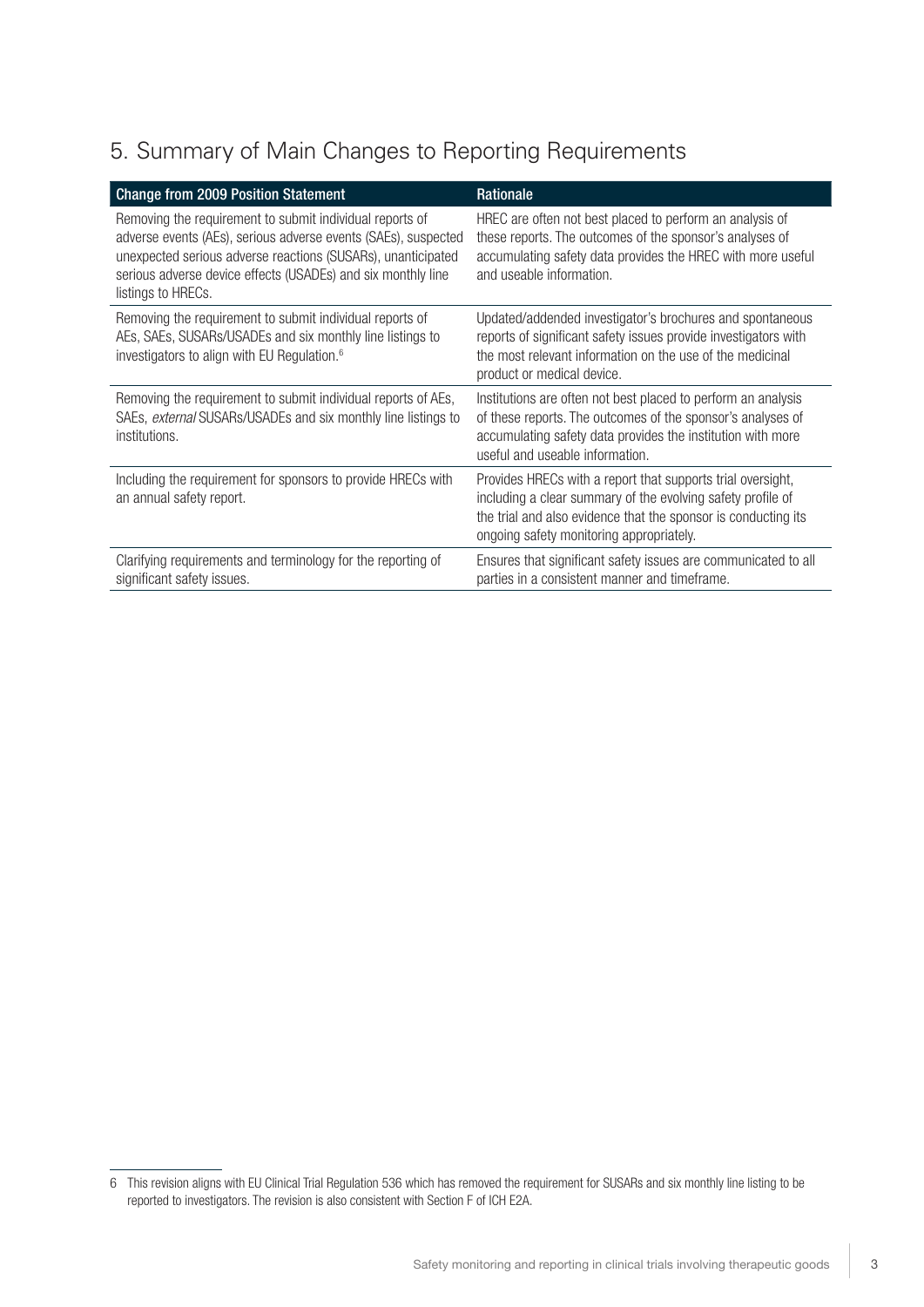## 5. Summary of Main Changes to Reporting Requirements

| Change from 2009 Position Statement | Rationale |
|---|---|
| Removing the requirement to submit individual reports of adverse events (AEs), serious adverse events (SAEs), suspected unexpected serious adverse reactions (SUSARs), unanticipated serious adverse device effects (USADEs) and six monthly line listings to HRECs. | HREC are often not best placed to perform an analysis of these reports. The outcomes of the sponsor's analyses of accumulating safety data provides the HREC with more useful and useable information. |
| Removing the requirement to submit individual reports of AEs, SAEs, SUSARs/USADEs and six monthly line listings to investigators to align with EU Regulation.[6] | Updated/addended investigator's brochures and spontaneous reports of significant safety issues provide investigators with the most relevant information on the use of the medicinal product or medical device. |
| Removing the requirement to submit individual reports of AEs, SAEs, *external* SUSARs/USADEs and six monthly line listings to institutions. | Institutions are often not best placed to perform an analysis of these reports. The outcomes of the sponsor's analyses of accumulating safety data provides the institution with more useful and useable information. |
| Including the requirement for sponsors to provide HRECs with an annual safety report. | Provides HRECs with a report that supports trial oversight, including a clear summary of the evolving safety profile of the trial and also evidence that the sponsor is conducting its ongoing safety monitoring appropriately. |
| Clarifying requirements and terminology for the reporting of significant safety issues. | Ensures that significant safety issues are communicated to all parties in a consistent manner and timeframe. |

6 This revision aligns with EU Clinical Trial Regulation 536 which has removed the requirement for SUSARs and six monthly line listing to be reported to investigators. The revision is also consistent with Section F of ICH E2A.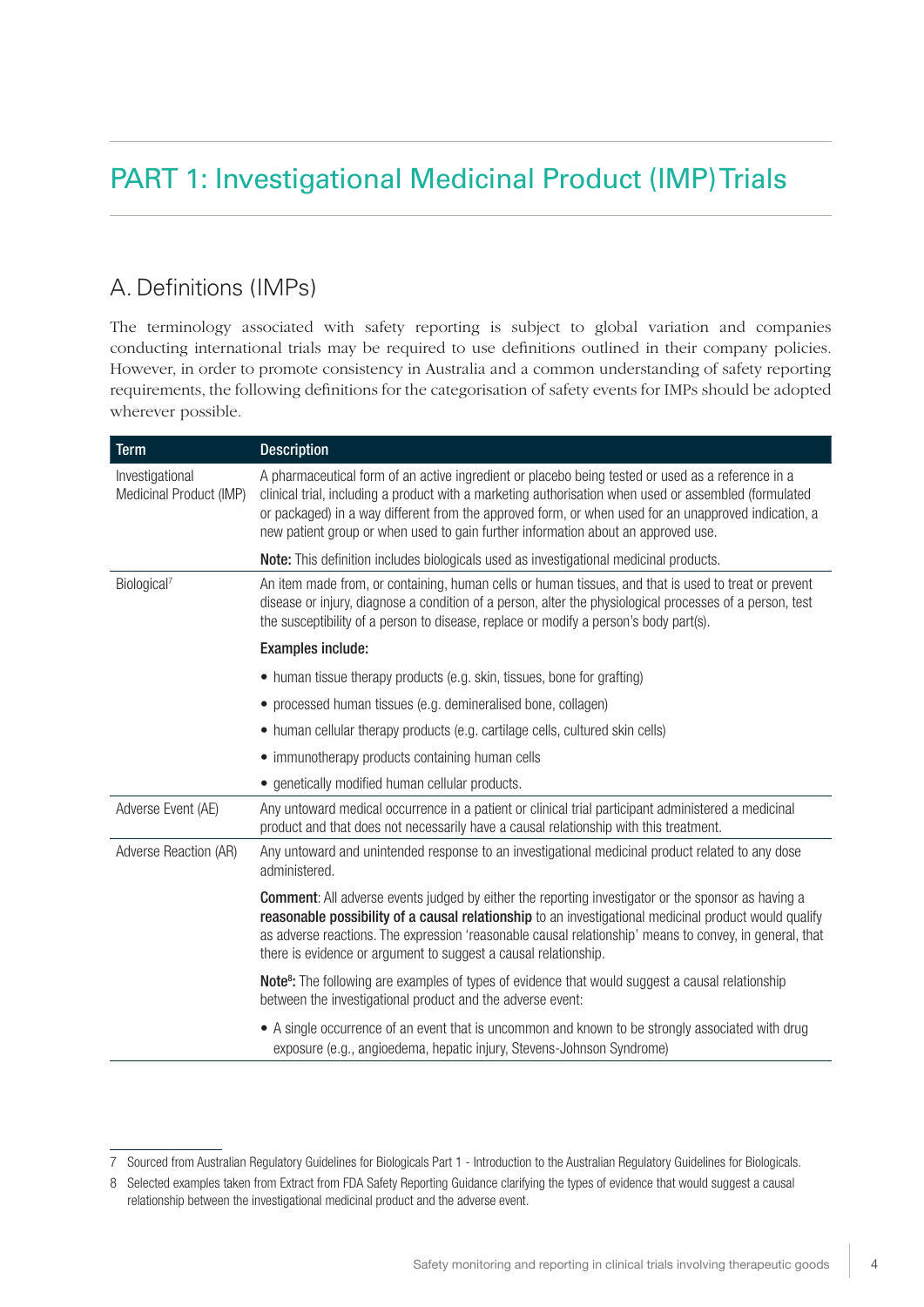# PART 1: Investigational Medicinal Product (IMP) Trials

## A. Definitions (IMPs)

The terminology associated with safety reporting is subject to global variation and companies conducting international trials may be required to use definitions outlined in their company policies. However, in order to promote consistency in Australia and a common understanding of safety reporting requirements, the following definitions for the categorisation of safety events for IMPs should be adopted wherever possible.

| Term | Description |
| --- | --- |
| Investigational Medicinal Product (IMP) | A pharmaceutical form of an active ingredient or placebo being tested or used as a reference in a clinical trial, including a product with a marketing authorisation when used or assembled (formulated or packaged) in a way different from the approved form, or when used for an unapproved indication, a new patient group or when used to gain further information about an approved use. |
| | **Note:** This definition includes biologicals used as investigational medicinal products. |
| Biological[7] | An item made from, or containing, human cells or human tissues, and that is used to treat or prevent disease or injury, diagnose a condition of a person, alter the physiological processes of a person, test the susceptibility of a person to disease, replace or modify a person's body part(s). |
| | **Examples include:** |
| | • human tissue therapy products (e.g. skin, tissues, bone for grafting) |
| | • processed human tissues (e.g. demineralised bone, collagen) |
| | • human cellular therapy products (e.g. cartilage cells, cultured skin cells) |
| | • immunotherapy products containing human cells |
| | • genetically modified human cellular products. |
| Adverse Event (AE) | Any untoward medical occurrence in a patient or clinical trial participant administered a medicinal product and that does not necessarily have a causal relationship with this treatment. |
| Adverse Reaction (AR) | Any untoward and unintended response to an investigational medicinal product related to any dose administered. |
| | **Comment**: All adverse events judged by either the reporting investigator or the sponsor as having a **reasonable possibility of a causal relationship** to an investigational medicinal product would qualify as adverse reactions. The expression 'reasonable causal relationship' means to convey, in general, that there is evidence or argument to suggest a causal relationship. |
| | **Note[8]:** The following are examples of types of evidence that would suggest a causal relationship between the investigational product and the adverse event: |
| | • A single occurrence of an event that is uncommon and known to be strongly associated with drug exposure (e.g., angioedema, hepatic injury, Stevens-Johnson Syndrome) |

7 Sourced from Australian Regulatory Guidelines for Biologicals Part 1 - Introduction to the Australian Regulatory Guidelines for Biologicals.

8 Selected examples taken from Extract from FDA Safety Reporting Guidance clarifying the types of evidence that would suggest a causal relationship between the investigational medicinal product and the adverse event.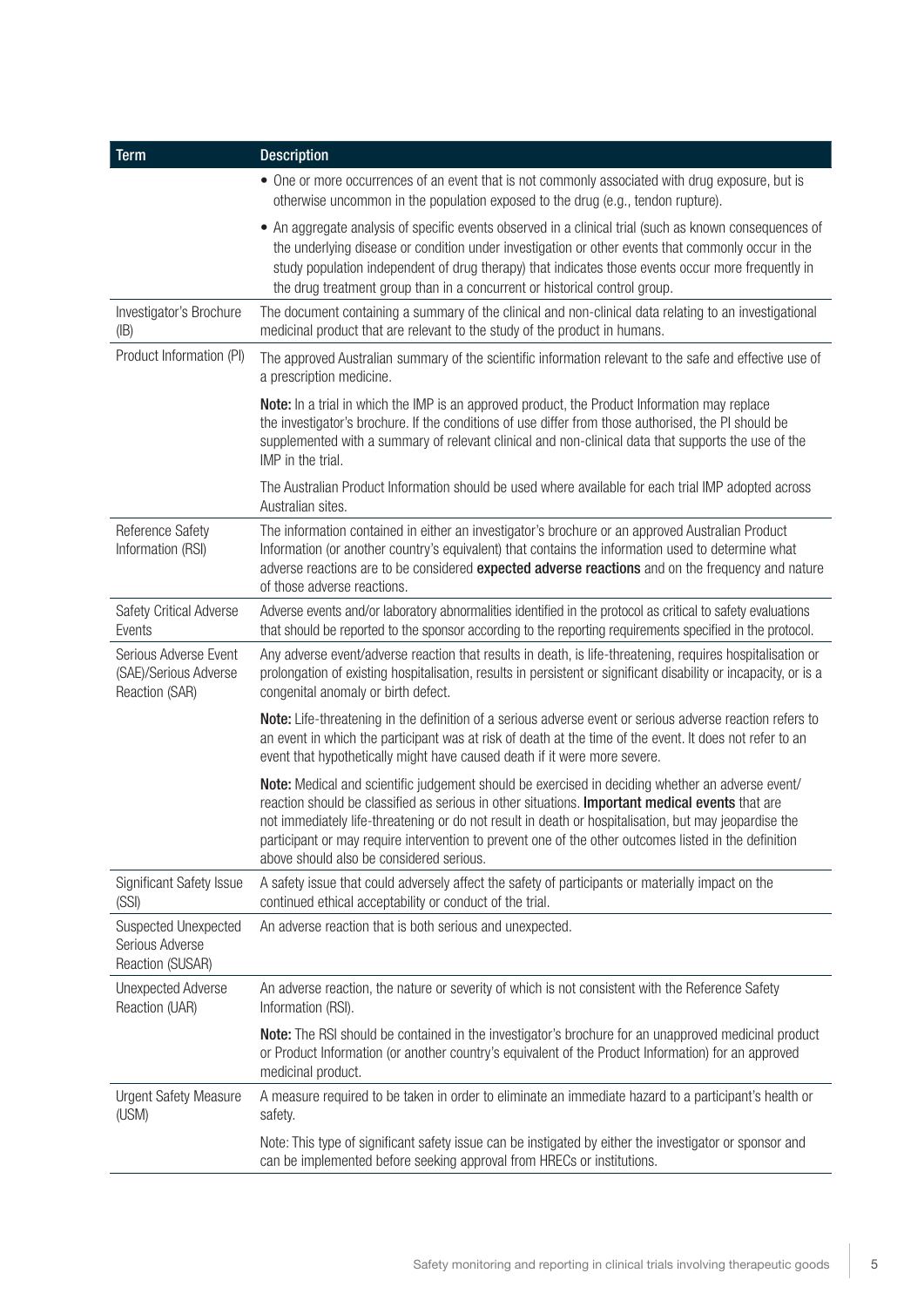| Term | Description |
|---|---|
| | • One or more occurrences of an event that is not commonly associated with drug exposure, but is otherwise uncommon in the population exposed to the drug (e.g., tendon rupture).<br><br>• An aggregate analysis of specific events observed in a clinical trial (such as known consequences of the underlying disease or condition under investigation or other events that commonly occur in the study population independent of drug therapy) that indicates those events occur more frequently in the drug treatment group than in a concurrent or historical control group. |
| Investigator's Brochure (IB) | The document containing a summary of the clinical and non-clinical data relating to an investigational medicinal product that are relevant to the study of the product in humans. |
| Product Information (PI) | The approved Australian summary of the scientific information relevant to the safe and effective use of a prescription medicine.<br><br>**Note:** In a trial in which the IMP is an approved product, the Product Information may replace the investigator's brochure. If the conditions of use differ from those authorised, the PI should be supplemented with a summary of relevant clinical and non-clinical data that supports the use of the IMP in the trial.<br><br>The Australian Product Information should be used where available for each trial IMP adopted across Australian sites. |
| Reference Safety Information (RSI) | The information contained in either an investigator's brochure or an approved Australian Product Information (or another country's equivalent) that contains the information used to determine what adverse reactions are to be considered **expected adverse reactions** and on the frequency and nature of those adverse reactions. |
| Safety Critical Adverse Events | Adverse events and/or laboratory abnormalities identified in the protocol as critical to safety evaluations that should be reported to the sponsor according to the reporting requirements specified in the protocol. |
| Serious Adverse Event (SAE)/Serious Adverse Reaction (SAR) | Any adverse event/adverse reaction that results in death, is life-threatening, requires hospitalisation or prolongation of existing hospitalisation, results in persistent or significant disability or incapacity, or is a congenital anomaly or birth defect.<br><br>**Note:** Life-threatening in the definition of a serious adverse event or serious adverse reaction refers to an event in which the participant was at risk of death at the time of the event. It does not refer to an event that hypothetically might have caused death if it were more severe.<br><br>**Note:** Medical and scientific judgement should be exercised in deciding whether an adverse event/reaction should be classified as serious in other situations. **Important medical events** that are not immediately life-threatening or do not result in death or hospitalisation, but may jeopardise the participant or may require intervention to prevent one of the other outcomes listed in the definition above should also be considered serious. |
| Significant Safety Issue (SSI) | A safety issue that could adversely affect the safety of participants or materially impact on the continued ethical acceptability or conduct of the trial. |
| Suspected Unexpected Serious Adverse Reaction (SUSAR) | An adverse reaction that is both serious and unexpected. |
| Unexpected Adverse Reaction (UAR) | An adverse reaction, the nature or severity of which is not consistent with the Reference Safety Information (RSI).<br><br>**Note:** The RSI should be contained in the investigator's brochure for an unapproved medicinal product or Product Information (or another country's equivalent of the Product Information) for an approved medicinal product. |
| Urgent Safety Measure (USM) | A measure required to be taken in order to eliminate an immediate hazard to a participant's health or safety.<br><br>Note: This type of significant safety issue can be instigated by either the investigator or sponsor and can be implemented before seeking approval from HRECs or institutions. |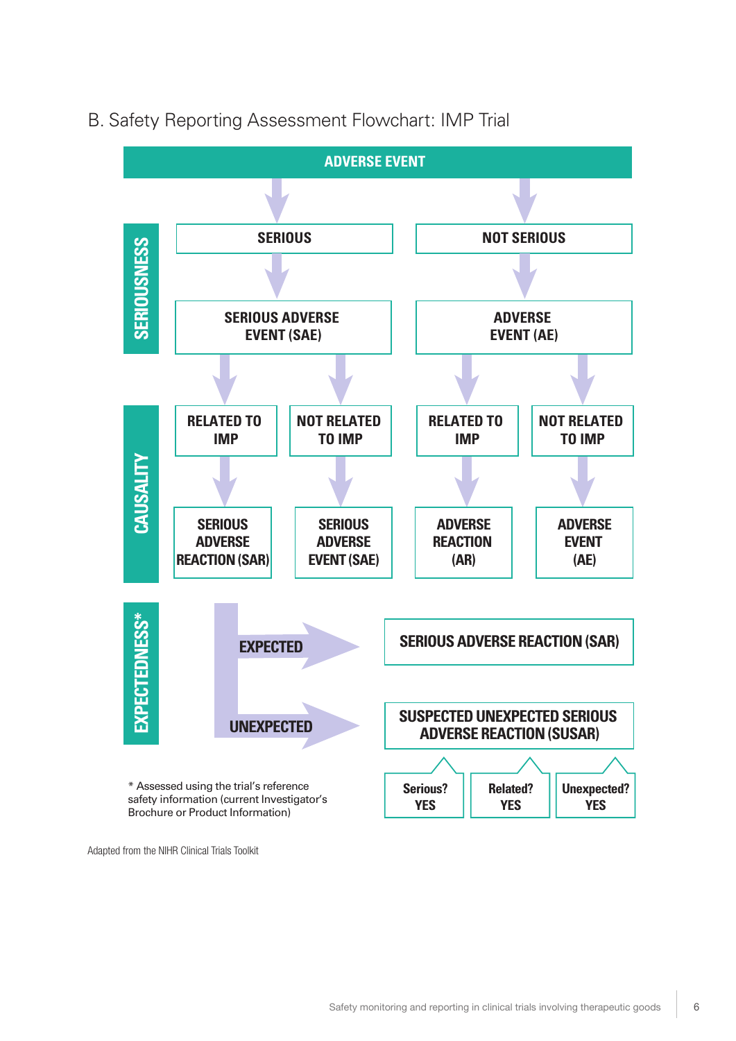## B. Safety Reporting Assessment Flowchart: IMP Trial

**ADVERSE EVENT**

**SERIOUSNESS**

- SERIOUS → SERIOUS ADVERSE EVENT (SAE)
- NOT SERIOUS → ADVERSE EVENT (AE)

**CAUSALITY**

- SERIOUS ADVERSE EVENT (SAE)
  - RELATED TO IMP → SERIOUS ADVERSE REACTION (SAR)
  - NOT RELATED TO IMP → SERIOUS ADVERSE EVENT (SAE)
- ADVERSE EVENT (AE)
  - RELATED TO IMP → ADVERSE REACTION (AR)
  - NOT RELATED TO IMP → ADVERSE EVENT (AE)

**EXPECTEDNESS***

- EXPECTED → SERIOUS ADVERSE REACTION (SAR)
- UNEXPECTED → SUSPECTED UNEXPECTED SERIOUS ADVERSE REACTION (SUSAR)
  - Serious? YES
  - Related? YES
  - Unexpected? YES

* Assessed using the trial's reference safety information (current Investigator's Brochure or Product Information)

Adapted from the NIHR Clinical Trials Toolkit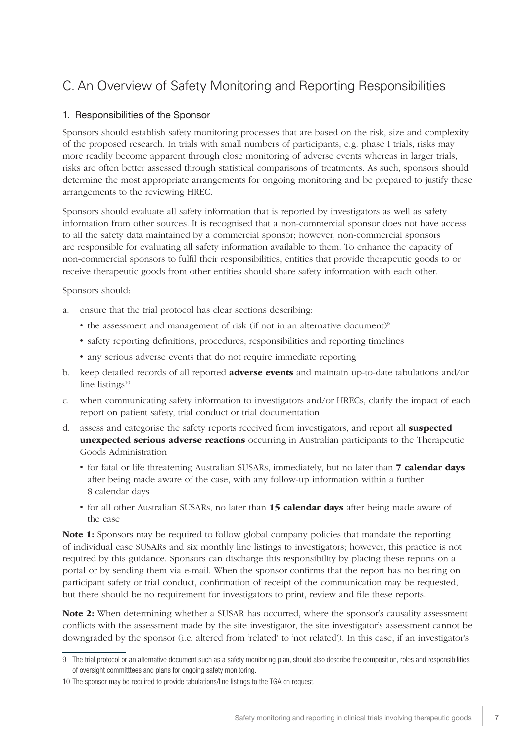## C. An Overview of Safety Monitoring and Reporting Responsibilities

### 1. Responsibilities of the Sponsor

Sponsors should establish safety monitoring processes that are based on the risk, size and complexity of the proposed research. In trials with small numbers of participants, e.g. phase I trials, risks may more readily become apparent through close monitoring of adverse events whereas in larger trials, risks are often better assessed through statistical comparisons of treatments. As such, sponsors should determine the most appropriate arrangements for ongoing monitoring and be prepared to justify these arrangements to the reviewing HREC.

Sponsors should evaluate all safety information that is reported by investigators as well as safety information from other sources. It is recognised that a non-commercial sponsor does not have access to all the safety data maintained by a commercial sponsor; however, non-commercial sponsors are responsible for evaluating all safety information available to them. To enhance the capacity of non-commercial sponsors to fulfil their responsibilities, entities that provide therapeutic goods to or receive therapeutic goods from other entities should share safety information with each other.

Sponsors should:

a. ensure that the trial protocol has clear sections describing:
   - the assessment and management of risk (if not in an alternative document)[9]
   - safety reporting definitions, procedures, responsibilities and reporting timelines
   - any serious adverse events that do not require immediate reporting

b. keep detailed records of all reported **adverse events** and maintain up-to-date tabulations and/or line listings[10]

c. when communicating safety information to investigators and/or HRECs, clarify the impact of each report on patient safety, trial conduct or trial documentation

d. assess and categorise the safety reports received from investigators, and report all **suspected unexpected serious adverse reactions** occurring in Australian participants to the Therapeutic Goods Administration
   - for fatal or life threatening Australian SUSARs, immediately, but no later than **7 calendar days** after being made aware of the case, with any follow-up information within a further 8 calendar days
   - for all other Australian SUSARs, no later than **15 calendar days** after being made aware of the case

**Note 1:** Sponsors may be required to follow global company policies that mandate the reporting of individual case SUSARs and six monthly line listings to investigators; however, this practice is not required by this guidance. Sponsors can discharge this responsibility by placing these reports on a portal or by sending them via e-mail. When the sponsor confirms that the report has no bearing on participant safety or trial conduct, confirmation of receipt of the communication may be requested, but there should be no requirement for investigators to print, review and file these reports.

**Note 2:** When determining whether a SUSAR has occurred, where the sponsor's causality assessment conflicts with the assessment made by the site investigator, the site investigator's assessment cannot be downgraded by the sponsor (i.e. altered from 'related' to 'not related'). In this case, if an investigator's

9 The trial protocol or an alternative document such as a safety monitoring plan, should also describe the composition, roles and responsibilities of oversight committtees and plans for ongoing safety monitoring.

10 The sponsor may be required to provide tabulations/line listings to the TGA on request.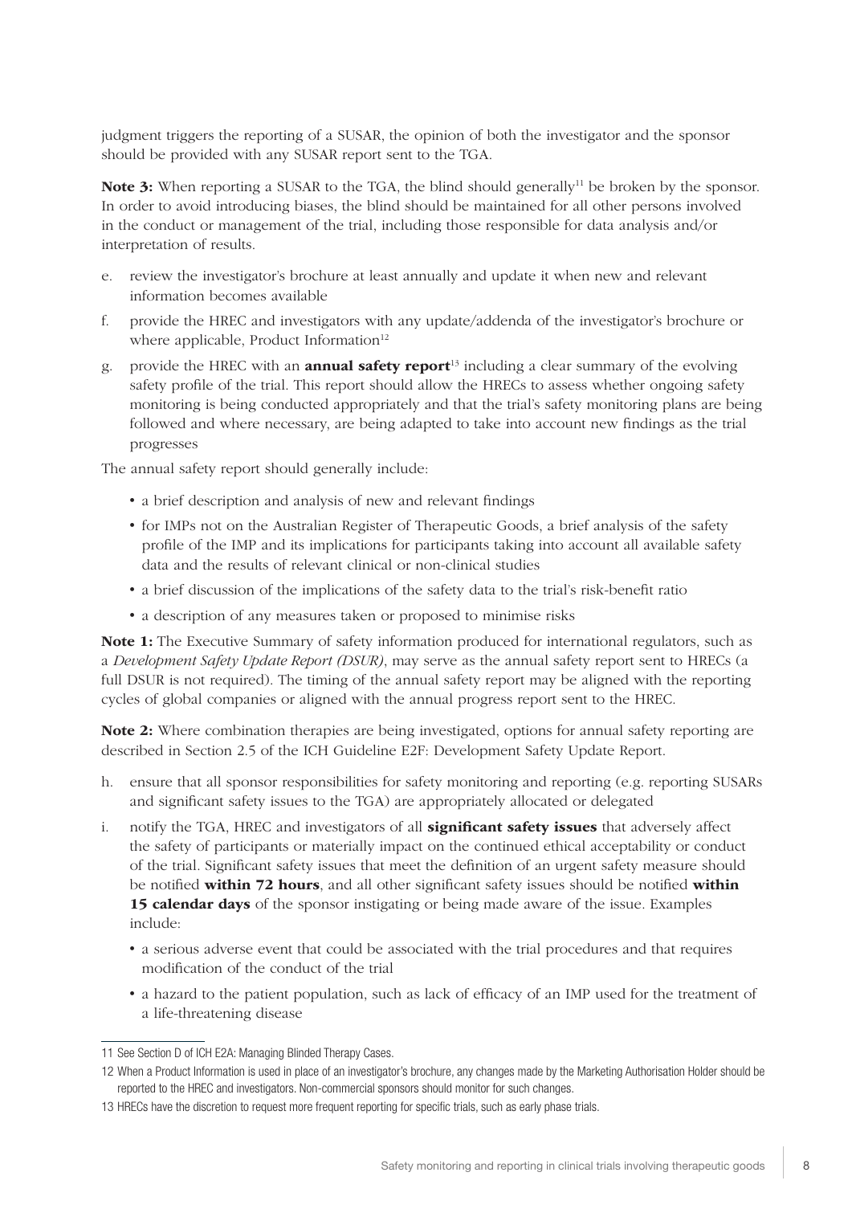judgment triggers the reporting of a SUSAR, the opinion of both the investigator and the sponsor should be provided with any SUSAR report sent to the TGA.

**Note 3:** When reporting a SUSAR to the TGA, the blind should generally[11] be broken by the sponsor. In order to avoid introducing biases, the blind should be maintained for all other persons involved in the conduct or management of the trial, including those responsible for data analysis and/or interpretation of results.

e. review the investigator's brochure at least annually and update it when new and relevant information becomes available

f. provide the HREC and investigators with any update/addenda of the investigator's brochure or where applicable, Product Information[12]

g. provide the HREC with an **annual safety report**[13] including a clear summary of the evolving safety profile of the trial. This report should allow the HRECs to assess whether ongoing safety monitoring is being conducted appropriately and that the trial's safety monitoring plans are being followed and where necessary, are being adapted to take into account new findings as the trial progresses

The annual safety report should generally include:

- a brief description and analysis of new and relevant findings
- for IMPs not on the Australian Register of Therapeutic Goods, a brief analysis of the safety profile of the IMP and its implications for participants taking into account all available safety data and the results of relevant clinical or non-clinical studies
- a brief discussion of the implications of the safety data to the trial's risk-benefit ratio
- a description of any measures taken or proposed to minimise risks

**Note 1:** The Executive Summary of safety information produced for international regulators, such as a *Development Safety Update Report (DSUR)*, may serve as the annual safety report sent to HRECs (a full DSUR is not required). The timing of the annual safety report may be aligned with the reporting cycles of global companies or aligned with the annual progress report sent to the HREC.

**Note 2:** Where combination therapies are being investigated, options for annual safety reporting are described in Section 2.5 of the ICH Guideline E2F: Development Safety Update Report.

h. ensure that all sponsor responsibilities for safety monitoring and reporting (e.g. reporting SUSARs and significant safety issues to the TGA) are appropriately allocated or delegated

i. notify the TGA, HREC and investigators of all **significant safety issues** that adversely affect the safety of participants or materially impact on the continued ethical acceptability or conduct of the trial. Significant safety issues that meet the definition of an urgent safety measure should be notified **within 72 hours**, and all other significant safety issues should be notified **within 15 calendar days** of the sponsor instigating or being made aware of the issue. Examples include:

- a serious adverse event that could be associated with the trial procedures and that requires modification of the conduct of the trial
- a hazard to the patient population, such as lack of efficacy of an IMP used for the treatment of a life-threatening disease

---

11 See Section D of ICH E2A: Managing Blinded Therapy Cases.

12 When a Product Information is used in place of an investigator's brochure, any changes made by the Marketing Authorisation Holder should be reported to the HREC and investigators. Non-commercial sponsors should monitor for such changes.

13 HRECs have the discretion to request more frequent reporting for specific trials, such as early phase trials.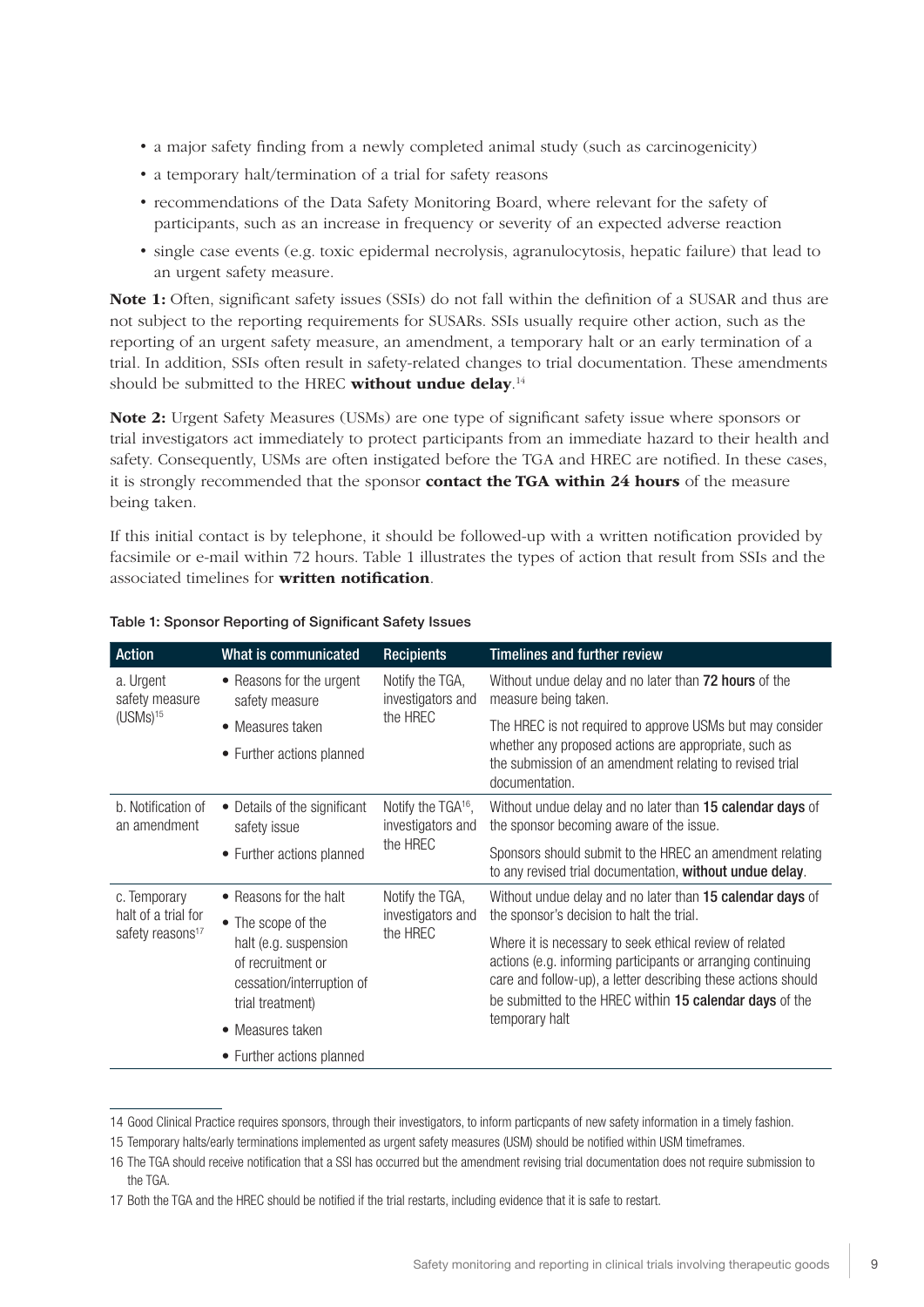- a major safety finding from a newly completed animal study (such as carcinogenicity)
- a temporary halt/termination of a trial for safety reasons
- recommendations of the Data Safety Monitoring Board, where relevant for the safety of participants, such as an increase in frequency or severity of an expected adverse reaction
- single case events (e.g. toxic epidermal necrolysis, agranulocytosis, hepatic failure) that lead to an urgent safety measure.

**Note 1:** Often, significant safety issues (SSIs) do not fall within the definition of a SUSAR and thus are not subject to the reporting requirements for SUSARs. SSIs usually require other action, such as the reporting of an urgent safety measure, an amendment, a temporary halt or an early termination of a trial. In addition, SSIs often result in safety-related changes to trial documentation. These amendments should be submitted to the HREC **without undue delay**.[14]

**Note 2:** Urgent Safety Measures (USMs) are one type of significant safety issue where sponsors or trial investigators act immediately to protect participants from an immediate hazard to their health and safety. Consequently, USMs are often instigated before the TGA and HREC are notified. In these cases, it is strongly recommended that the sponsor **contact the TGA within 24 hours** of the measure being taken.

If this initial contact is by telephone, it should be followed-up with a written notification provided by facsimile or e-mail within 72 hours. Table 1 illustrates the types of action that result from SSIs and the associated timelines for **written notification**.

Table 1: Sponsor Reporting of Significant Safety Issues

| Action | What is communicated | Recipients | Timelines and further review |
|---|---|---|---|
| a. Urgent safety measure (USMs)[15] | • Reasons for the urgent safety measure<br>• Measures taken<br>• Further actions planned | Notify the TGA, investigators and the HREC | Without undue delay and no later than **72 hours** of the measure being taken.<br><br>The HREC is not required to approve USMs but may consider whether any proposed actions are appropriate, such as the submission of an amendment relating to revised trial documentation. |
| b. Notification of an amendment | • Details of the significant safety issue<br>• Further actions planned | Notify the TGA[16], investigators and the HREC | Without undue delay and no later than **15 calendar days** of the sponsor becoming aware of the issue.<br><br>Sponsors should submit to the HREC an amendment relating to any revised trial documentation, **without undue delay**. |
| c. Temporary halt of a trial for safety reasons[17] | • Reasons for the halt<br>• The scope of the halt (e.g. suspension of recruitment or cessation/interruption of trial treatment)<br>• Measures taken<br>• Further actions planned | Notify the TGA, investigators and the HREC | Without undue delay and no later than **15 calendar days** of the sponsor's decision to halt the trial.<br><br>Where it is necessary to seek ethical review of related actions (e.g. informing participants or arranging continuing care and follow-up), a letter describing these actions should be submitted to the HREC within **15 calendar days** of the temporary halt |

14 Good Clinical Practice requires sponsors, through their investigators, to inform particpants of new safety information in a timely fashion.

15 Temporary halts/early terminations implemented as urgent safety measures (USM) should be notified within USM timeframes.

16 The TGA should receive notification that a SSI has occurred but the amendment revising trial documentation does not require submission to the TGA.

17 Both the TGA and the HREC should be notified if the trial restarts, including evidence that it is safe to restart.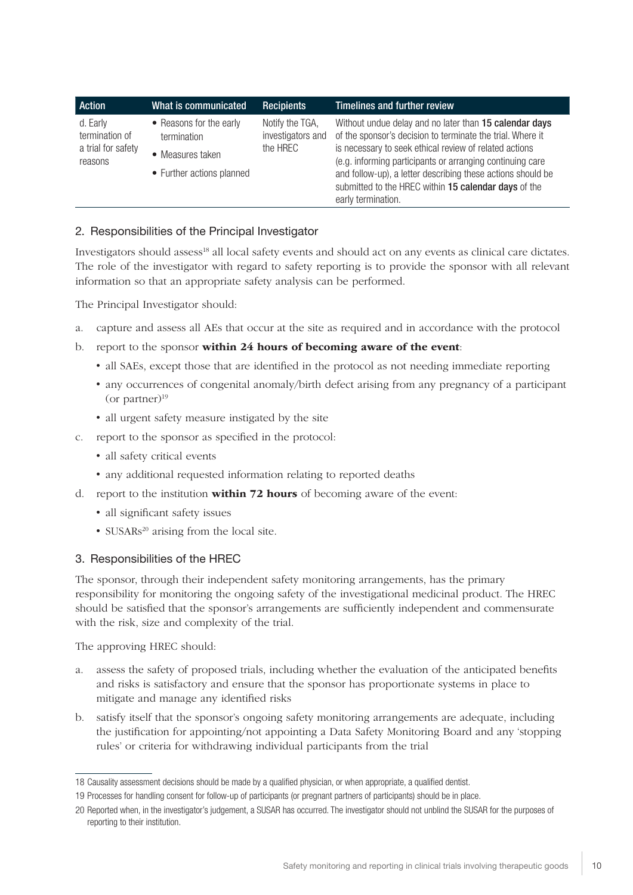| Action | What is communicated | Recipients | Timelines and further review |
|---|---|---|---|
| d. Early termination of a trial for safety reasons | • Reasons for the early termination<br>• Measures taken<br>• Further actions planned | Notify the TGA, investigators and the HREC | Without undue delay and no later than **15 calendar days** of the sponsor's decision to terminate the trial. Where it is necessary to seek ethical review of related actions (e.g. informing participants or arranging continuing care and follow-up), a letter describing these actions should be submitted to the HREC within **15 calendar days** of the early termination. |

## 2. Responsibilities of the Principal Investigator

Investigators should assess[18] all local safety events and should act on any events as clinical care dictates. The role of the investigator with regard to safety reporting is to provide the sponsor with all relevant information so that an appropriate safety analysis can be performed.

The Principal Investigator should:

a. capture and assess all AEs that occur at the site as required and in accordance with the protocol

b. report to the sponsor **within 24 hours of becoming aware of the event**:
   - all SAEs, except those that are identified in the protocol as not needing immediate reporting
   - any occurrences of congenital anomaly/birth defect arising from any pregnancy of a participant (or partner)[19]
   - all urgent safety measure instigated by the site

c. report to the sponsor as specified in the protocol:
   - all safety critical events
   - any additional requested information relating to reported deaths

d. report to the institution **within 72 hours** of becoming aware of the event:
   - all significant safety issues
   - SUSARs[20] arising from the local site.

## 3. Responsibilities of the HREC

The sponsor, through their independent safety monitoring arrangements, has the primary responsibility for monitoring the ongoing safety of the investigational medicinal product. The HREC should be satisfied that the sponsor's arrangements are sufficiently independent and commensurate with the risk, size and complexity of the trial.

The approving HREC should:

a. assess the safety of proposed trials, including whether the evaluation of the anticipated benefits and risks is satisfactory and ensure that the sponsor has proportionate systems in place to mitigate and manage any identified risks

b. satisfy itself that the sponsor's ongoing safety monitoring arrangements are adequate, including the justification for appointing/not appointing a Data Safety Monitoring Board and any 'stopping rules' or criteria for withdrawing individual participants from the trial

---

18 Causality assessment decisions should be made by a qualified physician, or when appropriate, a qualified dentist.

19 Processes for handling consent for follow-up of participants (or pregnant partners of participants) should be in place.

20 Reported when, in the investigator's judgement, a SUSAR has occurred. The investigator should not unblind the SUSAR for the purposes of reporting to their institution.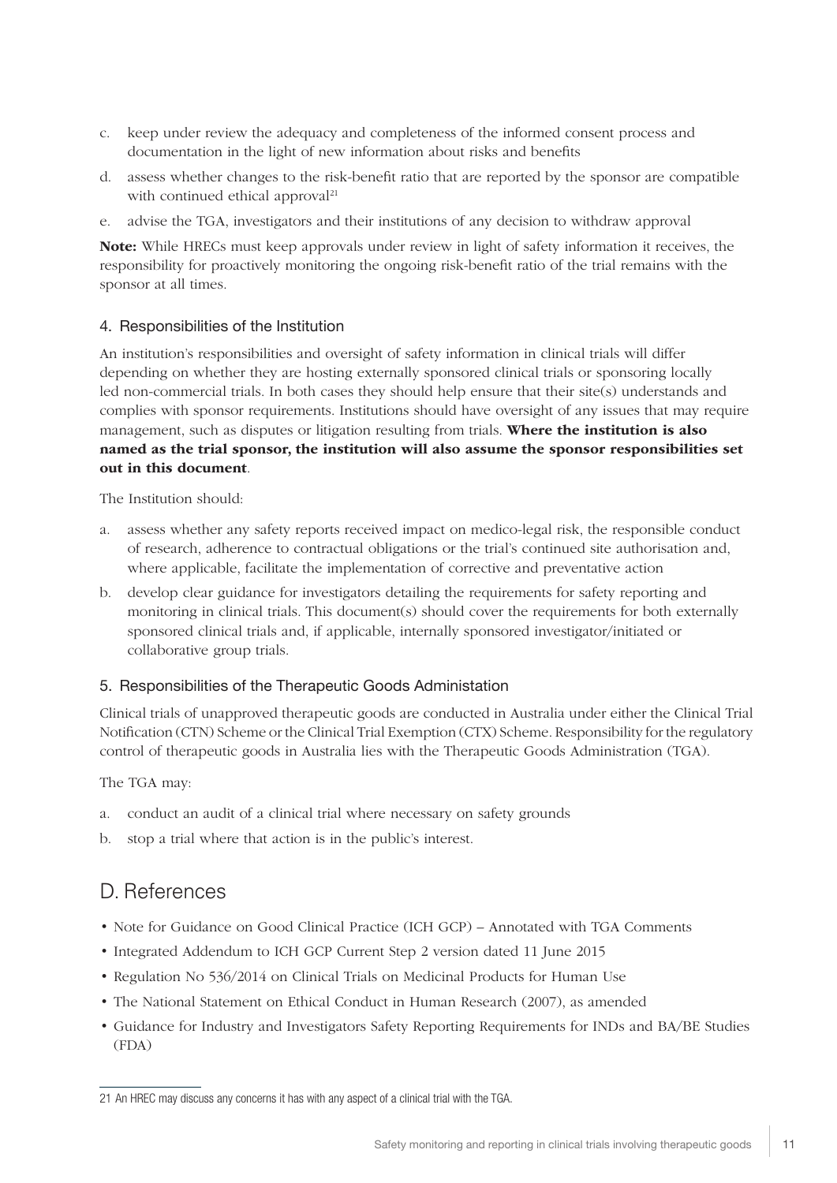c. keep under review the adequacy and completeness of the informed consent process and documentation in the light of new information about risks and benefits
d. assess whether changes to the risk-benefit ratio that are reported by the sponsor are compatible with continued ethical approval[21]
e. advise the TGA, investigators and their institutions of any decision to withdraw approval

**Note:** While HRECs must keep approvals under review in light of safety information it receives, the responsibility for proactively monitoring the ongoing risk-benefit ratio of the trial remains with the sponsor at all times.

### 4. Responsibilities of the Institution

An institution's responsibilities and oversight of safety information in clinical trials will differ depending on whether they are hosting externally sponsored clinical trials or sponsoring locally led non-commercial trials. In both cases they should help ensure that their site(s) understands and complies with sponsor requirements. Institutions should have oversight of any issues that may require management, such as disputes or litigation resulting from trials. **Where the institution is also named as the trial sponsor, the institution will also assume the sponsor responsibilities set out in this document**.

The Institution should:

a. assess whether any safety reports received impact on medico-legal risk, the responsible conduct of research, adherence to contractual obligations or the trial's continued site authorisation and, where applicable, facilitate the implementation of corrective and preventative action
b. develop clear guidance for investigators detailing the requirements for safety reporting and monitoring in clinical trials. This document(s) should cover the requirements for both externally sponsored clinical trials and, if applicable, internally sponsored investigator/initiated or collaborative group trials.

### 5. Responsibilities of the Therapeutic Goods Administation

Clinical trials of unapproved therapeutic goods are conducted in Australia under either the Clinical Trial Notification (CTN) Scheme or the Clinical Trial Exemption (CTX) Scheme. Responsibility for the regulatory control of therapeutic goods in Australia lies with the Therapeutic Goods Administration (TGA).

The TGA may:

a. conduct an audit of a clinical trial where necessary on safety grounds
b. stop a trial where that action is in the public's interest.

## D. References

- Note for Guidance on Good Clinical Practice (ICH GCP) – Annotated with TGA Comments
- Integrated Addendum to ICH GCP Current Step 2 version dated 11 June 2015
- Regulation No 536/2014 on Clinical Trials on Medicinal Products for Human Use
- The National Statement on Ethical Conduct in Human Research (2007), as amended
- Guidance for Industry and Investigators Safety Reporting Requirements for INDs and BA/BE Studies (FDA)

---

21 An HREC may discuss any concerns it has with any aspect of a clinical trial with the TGA.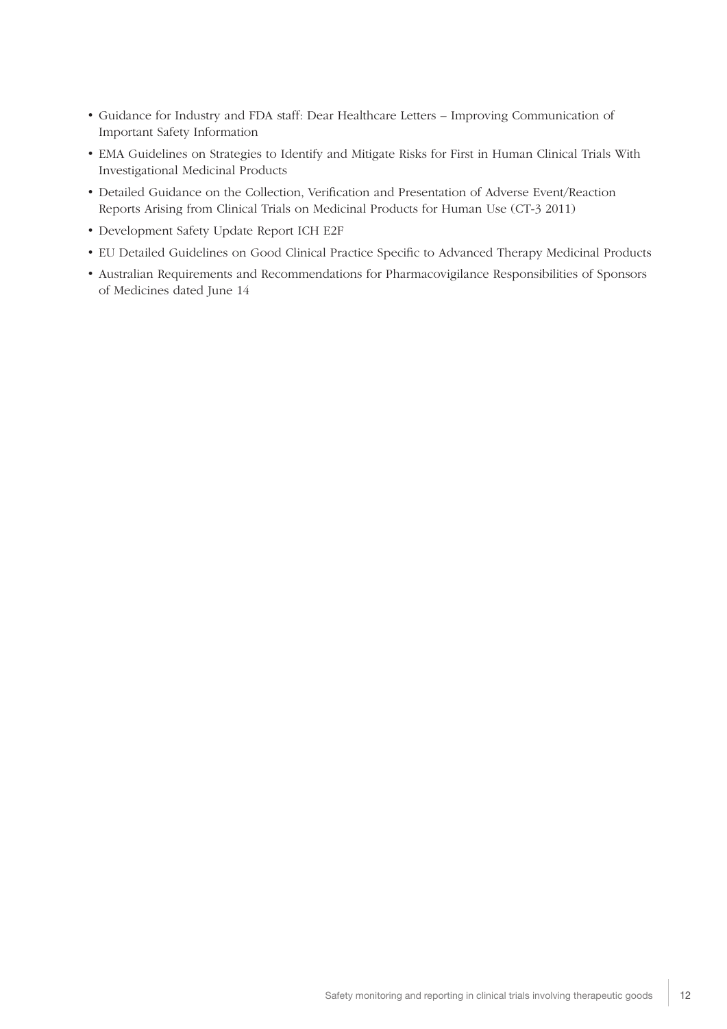- Guidance for Industry and FDA staff: Dear Healthcare Letters – Improving Communication of Important Safety Information
- EMA Guidelines on Strategies to Identify and Mitigate Risks for First in Human Clinical Trials With Investigational Medicinal Products
- Detailed Guidance on the Collection, Verification and Presentation of Adverse Event/Reaction Reports Arising from Clinical Trials on Medicinal Products for Human Use (CT-3 2011)
- Development Safety Update Report ICH E2F
- EU Detailed Guidelines on Good Clinical Practice Specific to Advanced Therapy Medicinal Products
- Australian Requirements and Recommendations for Pharmacovigilance Responsibilities of Sponsors of Medicines dated June 14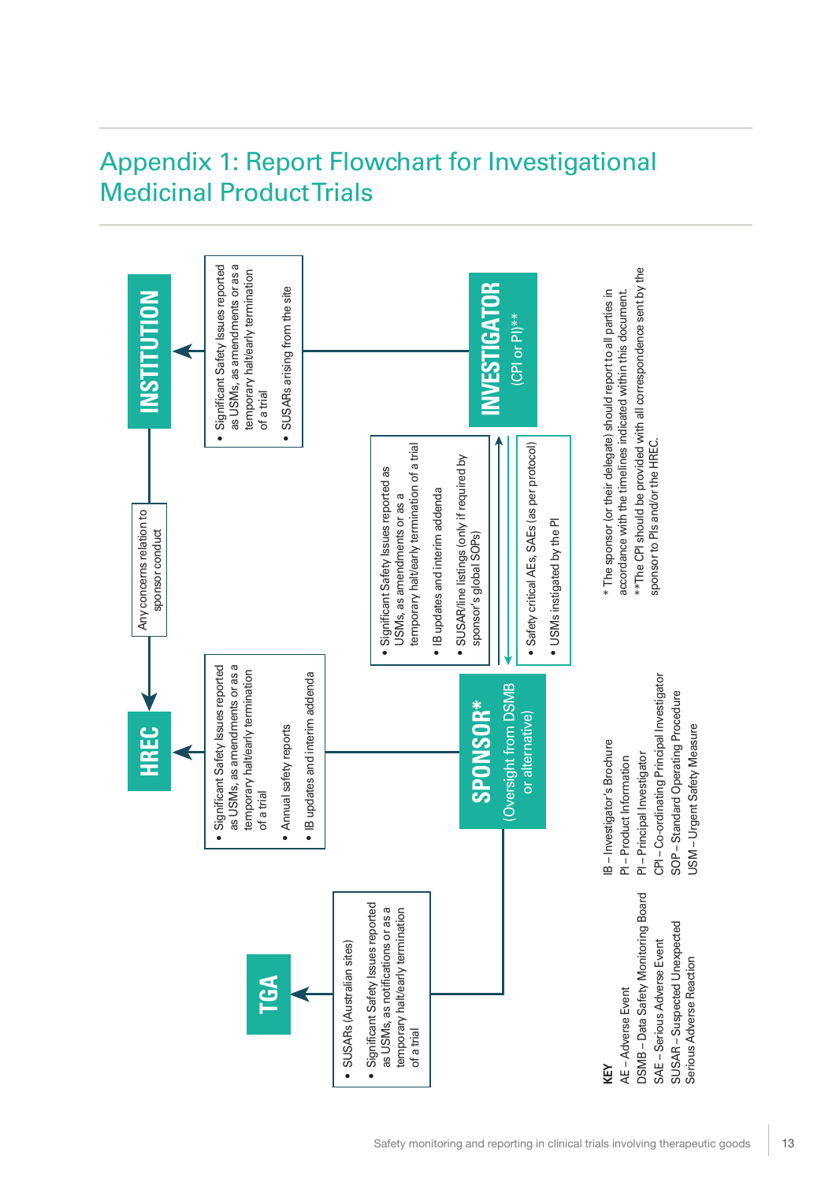# Appendix 1: Report Flowchart for Investigational Medicinal Product Trials

**INVESTIGATOR** (CPI or PI)**

→ **INSTITUTION**:

- Significant Safety Issues reported as USMs, as amendments or as a temporary halt/early termination of a trial
- SUSARs arising from the site

**INVESTIGATOR** → **SPONSOR**:

- Safety critical AEs, SAEs (as per protocol)
- USMs instigated by the PI

**SPONSOR** → **INVESTIGATOR**:

- Significant Safety Issues reported as USMs, as amendments or as a temporary halt/early termination of a trial
- IB updates and interim addenda
- SUSAR/line listings (only if required by sponsor's global SOPs)

**SPONSOR*** (Oversight from DSMB or alternative)

→ **HREC**:

- Significant Safety Issues reported as USMs, as amendments or as a temporary halt/early termination of a trial
- Annual safety reports
- IB updates and interim addenda

→ **TGA**:

- SUSARs (Australian sites)
- Significant Safety Issues reported as USMs, as notifications or as a temporary halt/early termination of a trial

**INSTITUTION** → **HREC**: Any concerns relation to sponsor conduct

\* The sponsor (or their delegate) should report to all parties in accordance with the timelines indicated within this document.

\*\*The CPI should be provided with all correspondence sent by the sponsor to PIs and/or the HREC.

**KEY**

AE – Adverse Event
DSMB – Data Safety Monitoring Board
SAE – Serious Adverse Event
SUSAR – Suspected Unexpected Serious Adverse Reaction
IB – Investigator's Brochure
PI – Product Information
PI – Principal Investigator
CPI – Co-ordinating Principal Investigator
SOP – Standard Operating Procedure
USM – Urgent Safety Measure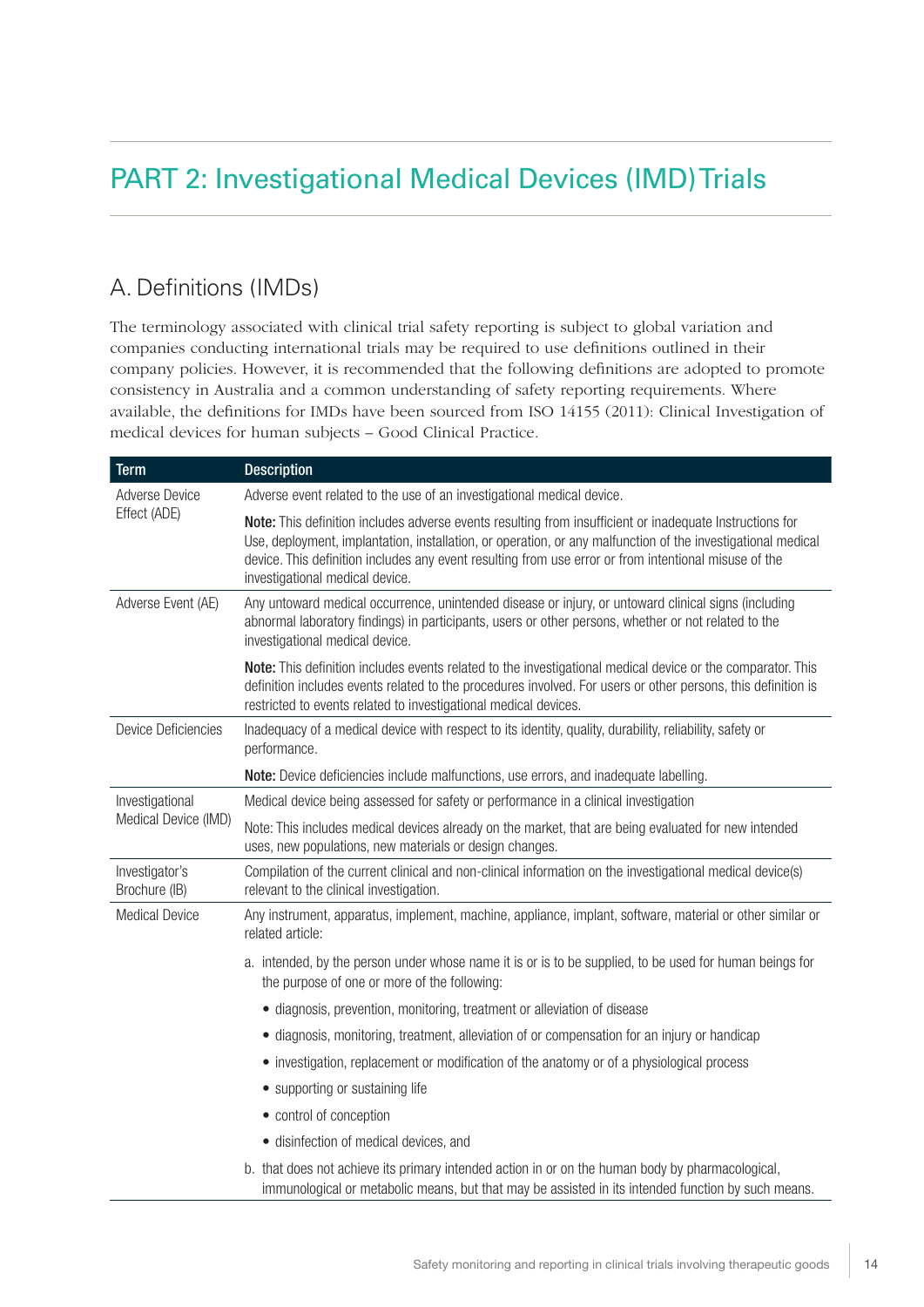# PART 2: Investigational Medical Devices (IMD) Trials

## A. Definitions (IMDs)

The terminology associated with clinical trial safety reporting is subject to global variation and companies conducting international trials may be required to use definitions outlined in their company policies. However, it is recommended that the following definitions are adopted to promote consistency in Australia and a common understanding of safety reporting requirements. Where available, the definitions for IMDs have been sourced from ISO 14155 (2011): Clinical Investigation of medical devices for human subjects – Good Clinical Practice.

| Term | Description |
| --- | --- |
| Adverse Device Effect (ADE) | Adverse event related to the use of an investigational medical device.<br><br>**Note:** This definition includes adverse events resulting from insufficient or inadequate Instructions for Use, deployment, implantation, installation, or operation, or any malfunction of the investigational medical device. This definition includes any event resulting from use error or from intentional misuse of the investigational medical device. |
| Adverse Event (AE) | Any untoward medical occurrence, unintended disease or injury, or untoward clinical signs (including abnormal laboratory findings) in participants, users or other persons, whether or not related to the investigational medical device.<br><br>**Note:** This definition includes events related to the investigational medical device or the comparator. This definition includes events related to the procedures involved. For users or other persons, this definition is restricted to events related to investigational medical devices. |
| Device Deficiencies | Inadequacy of a medical device with respect to its identity, quality, durability, reliability, safety or performance.<br><br>**Note:** Device deficiencies include malfunctions, use errors, and inadequate labelling. |
| Investigational Medical Device (IMD) | Medical device being assessed for safety or performance in a clinical investigation<br><br>Note: This includes medical devices already on the market, that are being evaluated for new intended uses, new populations, new materials or design changes. |
| Investigator's Brochure (IB) | Compilation of the current clinical and non-clinical information on the investigational medical device(s) relevant to the clinical investigation. |
| Medical Device | Any instrument, apparatus, implement, machine, appliance, implant, software, material or other similar or related article:<br><br>a. intended, by the person under whose name it is or is to be supplied, to be used for human beings for the purpose of one or more of the following:<br>• diagnosis, prevention, monitoring, treatment or alleviation of disease<br>• diagnosis, monitoring, treatment, alleviation of or compensation for an injury or handicap<br>• investigation, replacement or modification of the anatomy or of a physiological process<br>• supporting or sustaining life<br>• control of conception<br>• disinfection of medical devices, and<br><br>b. that does not achieve its primary intended action in or on the human body by pharmacological, immunological or metabolic means, but that may be assisted in its intended function by such means. |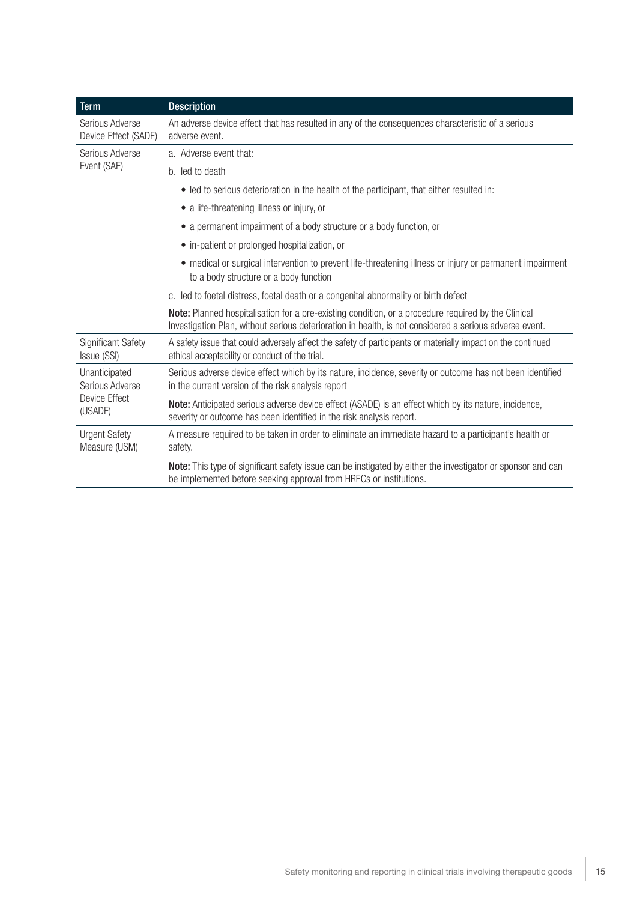| Term | Description |
|---|---|
| Serious Adverse Device Effect (SADE) | An adverse device effect that has resulted in any of the consequences characteristic of a serious adverse event. |
| Serious Adverse Event (SAE) | a. Adverse event that:<br>b. led to death<br>• led to serious deterioration in the health of the participant, that either resulted in:<br>• a life-threatening illness or injury, or<br>• a permanent impairment of a body structure or a body function, or<br>• in-patient or prolonged hospitalization, or<br>• medical or surgical intervention to prevent life-threatening illness or injury or permanent impairment to a body structure or a body function<br>c. led to foetal distress, foetal death or a congenital abnormality or birth defect<br>**Note:** Planned hospitalisation for a pre-existing condition, or a procedure required by the Clinical Investigation Plan, without serious deterioration in health, is not considered a serious adverse event. |
| Significant Safety Issue (SSI) | A safety issue that could adversely affect the safety of participants or materially impact on the continued ethical acceptability or conduct of the trial. |
| Unanticipated Serious Adverse Device Effect (USADE) | Serious adverse device effect which by its nature, incidence, severity or outcome has not been identified in the current version of the risk analysis report<br>**Note:** Anticipated serious adverse device effect (ASADE) is an effect which by its nature, incidence, severity or outcome has been identified in the risk analysis report. |
| Urgent Safety Measure (USM) | A measure required to be taken in order to eliminate an immediate hazard to a participant's health or safety.<br>**Note:** This type of significant safety issue can be instigated by either the investigator or sponsor and can be implemented before seeking approval from HRECs or institutions. |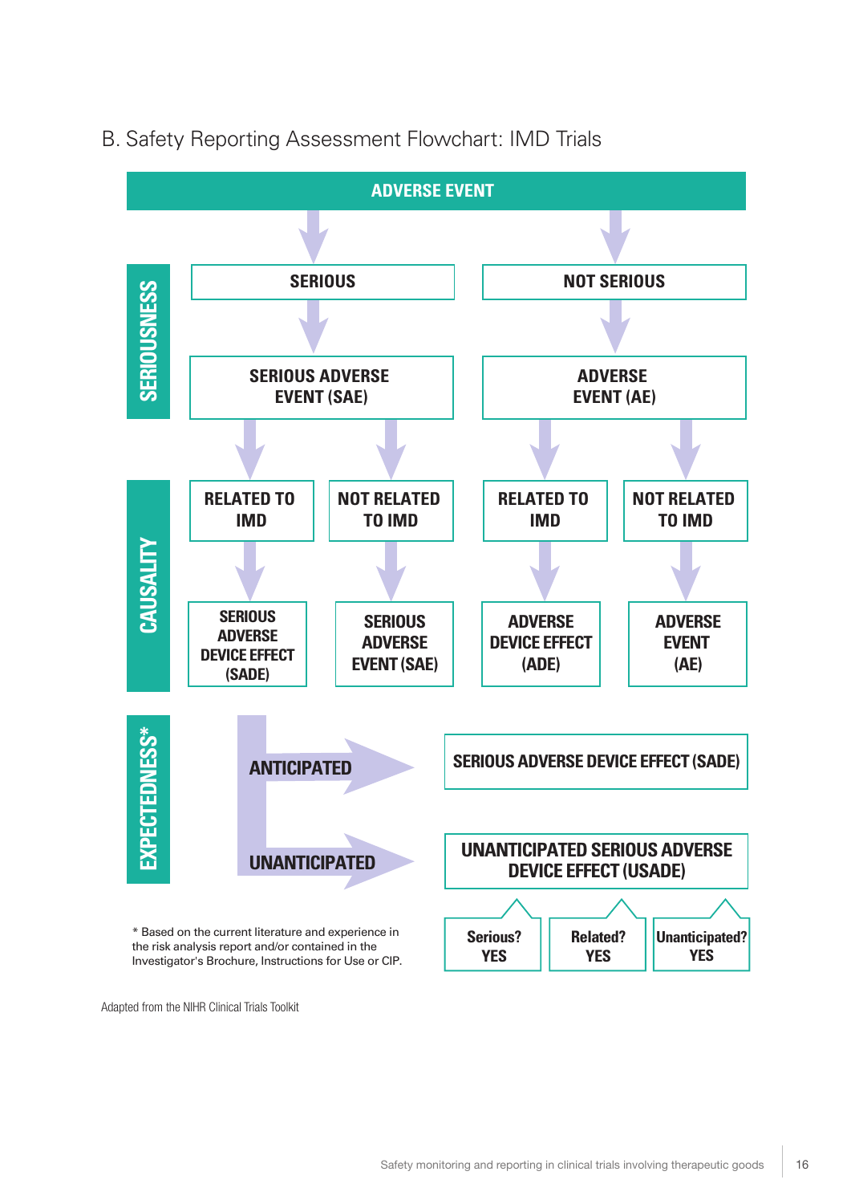## B. Safety Reporting Assessment Flowchart: IMD Trials

**ADVERSE EVENT**

**SERIOUSNESS**

- **SERIOUS** → **SERIOUS ADVERSE EVENT (SAE)**
- **NOT SERIOUS** → **ADVERSE EVENT (AE)**

**CAUSALITY**

- SERIOUS ADVERSE EVENT (SAE):
  - **RELATED TO IMD** → **SERIOUS ADVERSE DEVICE EFFECT (SADE)**
  - **NOT RELATED TO IMD** → **SERIOUS ADVERSE EVENT (SAE)**
- ADVERSE EVENT (AE):
  - **RELATED TO IMD** → **ADVERSE DEVICE EFFECT (ADE)**
  - **NOT RELATED TO IMD** → **ADVERSE EVENT (AE)**

**EXPECTEDNESS***

- **ANTICIPATED** → **SERIOUS ADVERSE DEVICE EFFECT (SADE)**
- **UNANTICIPATED** → **UNANTICIPATED SERIOUS ADVERSE DEVICE EFFECT (USADE)**
  - Serious? YES
  - Related? YES
  - Unanticipated? YES

* Based on the current literature and experience in the risk analysis report and/or contained in the Investigator's Brochure, Instructions for Use or CIP.

Adapted from the NIHR Clinical Trials Toolkit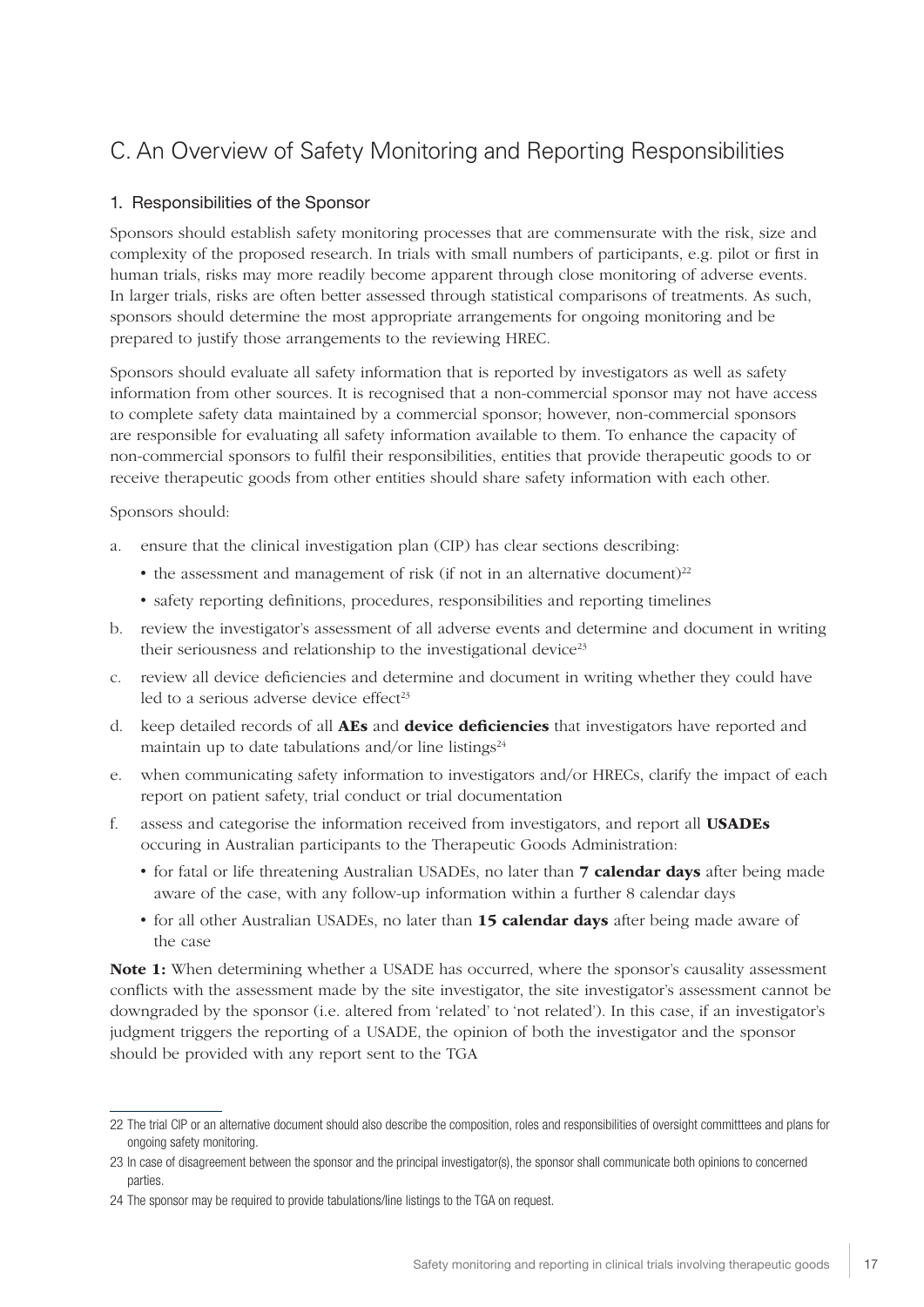## C. An Overview of Safety Monitoring and Reporting Responsibilities

### 1. Responsibilities of the Sponsor

Sponsors should establish safety monitoring processes that are commensurate with the risk, size and complexity of the proposed research. In trials with small numbers of participants, e.g. pilot or first in human trials, risks may more readily become apparent through close monitoring of adverse events. In larger trials, risks are often better assessed through statistical comparisons of treatments. As such, sponsors should determine the most appropriate arrangements for ongoing monitoring and be prepared to justify those arrangements to the reviewing HREC.

Sponsors should evaluate all safety information that is reported by investigators as well as safety information from other sources. It is recognised that a non-commercial sponsor may not have access to complete safety data maintained by a commercial sponsor; however, non-commercial sponsors are responsible for evaluating all safety information available to them. To enhance the capacity of non-commercial sponsors to fulfil their responsibilities, entities that provide therapeutic goods to or receive therapeutic goods from other entities should share safety information with each other.

Sponsors should:

a. ensure that the clinical investigation plan (CIP) has clear sections describing:
   - the assessment and management of risk (if not in an alternative document)[22]
   - safety reporting definitions, procedures, responsibilities and reporting timelines
b. review the investigator's assessment of all adverse events and determine and document in writing their seriousness and relationship to the investigational device[23]
c. review all device deficiencies and determine and document in writing whether they could have led to a serious adverse device effect[23]
d. keep detailed records of all **AEs** and **device deficiencies** that investigators have reported and maintain up to date tabulations and/or line listings[24]
e. when communicating safety information to investigators and/or HRECs, clarify the impact of each report on patient safety, trial conduct or trial documentation
f. assess and categorise the information received from investigators, and report all **USADEs** occuring in Australian participants to the Therapeutic Goods Administration:
   - for fatal or life threatening Australian USADEs, no later than **7 calendar days** after being made aware of the case, with any follow-up information within a further 8 calendar days
   - for all other Australian USADEs, no later than **15 calendar days** after being made aware of the case

**Note 1:** When determining whether a USADE has occurred, where the sponsor's causality assessment conflicts with the assessment made by the site investigator, the site investigator's assessment cannot be downgraded by the sponsor (i.e. altered from 'related' to 'not related'). In this case, if an investigator's judgment triggers the reporting of a USADE, the opinion of both the investigator and the sponsor should be provided with any report sent to the TGA

---

22 The trial CIP or an alternative document should also describe the composition, roles and responsibilities of oversight committtees and plans for ongoing safety monitoring.

23 In case of disagreement between the sponsor and the principal investigator(s), the sponsor shall communicate both opinions to concerned parties.

24 The sponsor may be required to provide tabulations/line listings to the TGA on request.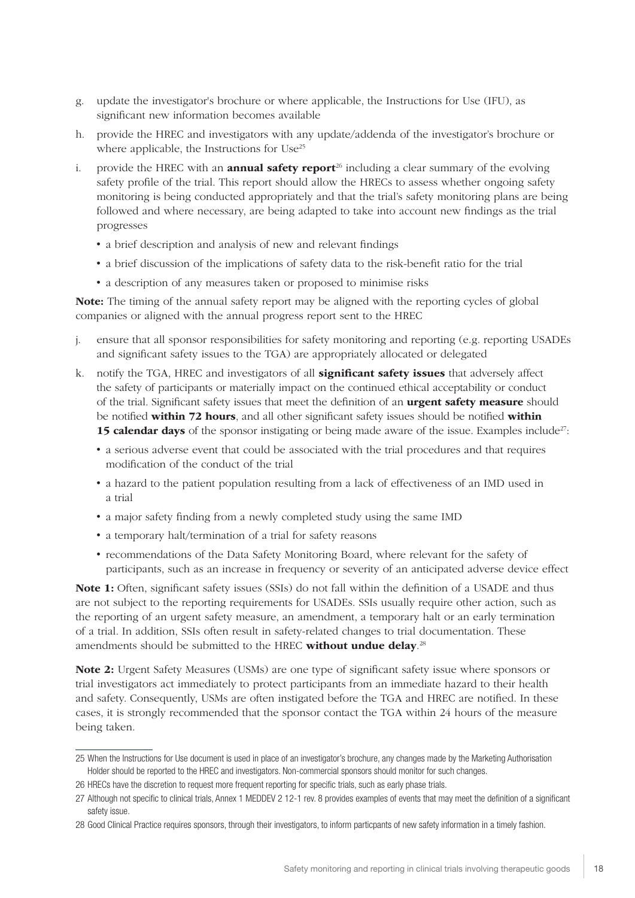g. update the investigator's brochure or where applicable, the Instructions for Use (IFU), as significant new information becomes available

h. provide the HREC and investigators with any update/addenda of the investigator's brochure or where applicable, the Instructions for Use[25]

i. provide the HREC with an **annual safety report**[26] including a clear summary of the evolving safety profile of the trial. This report should allow the HRECs to assess whether ongoing safety monitoring is being conducted appropriately and that the trial's safety monitoring plans are being followed and where necessary, are being adapted to take into account new findings as the trial progresses
   - a brief description and analysis of new and relevant findings
   - a brief discussion of the implications of safety data to the risk-benefit ratio for the trial
   - a description of any measures taken or proposed to minimise risks

**Note:** The timing of the annual safety report may be aligned with the reporting cycles of global companies or aligned with the annual progress report sent to the HREC

j. ensure that all sponsor responsibilities for safety monitoring and reporting (e.g. reporting USADEs and significant safety issues to the TGA) are appropriately allocated or delegated

k. notify the TGA, HREC and investigators of all **significant safety issues** that adversely affect the safety of participants or materially impact on the continued ethical acceptability or conduct of the trial. Significant safety issues that meet the definition of an **urgent safety measure** should be notified **within 72 hours**, and all other significant safety issues should be notified **within 15 calendar days** of the sponsor instigating or being made aware of the issue. Examples include[27]:
   - a serious adverse event that could be associated with the trial procedures and that requires modification of the conduct of the trial
   - a hazard to the patient population resulting from a lack of effectiveness of an IMD used in a trial
   - a major safety finding from a newly completed study using the same IMD
   - a temporary halt/termination of a trial for safety reasons
   - recommendations of the Data Safety Monitoring Board, where relevant for the safety of participants, such as an increase in frequency or severity of an anticipated adverse device effect

**Note 1:** Often, significant safety issues (SSIs) do not fall within the definition of a USADE and thus are not subject to the reporting requirements for USADEs. SSIs usually require other action, such as the reporting of an urgent safety measure, an amendment, a temporary halt or an early termination of a trial. In addition, SSIs often result in safety-related changes to trial documentation. These amendments should be submitted to the HREC **without undue delay**.[28]

**Note 2:** Urgent Safety Measures (USMs) are one type of significant safety issue where sponsors or trial investigators act immediately to protect participants from an immediate hazard to their health and safety. Consequently, USMs are often instigated before the TGA and HREC are notified. In these cases, it is strongly recommended that the sponsor contact the TGA within 24 hours of the measure being taken.

---

25 When the Instructions for Use document is used in place of an investigator's brochure, any changes made by the Marketing Authorisation Holder should be reported to the HREC and investigators. Non-commercial sponsors should monitor for such changes.

26 HRECs have the discretion to request more frequent reporting for specific trials, such as early phase trials.

27 Although not specific to clinical trials, Annex 1 MEDDEV 2 12-1 rev. 8 provides examples of events that may meet the definition of a significant safety issue.

28 Good Clinical Practice requires sponsors, through their investigators, to inform particpants of new safety information in a timely fashion.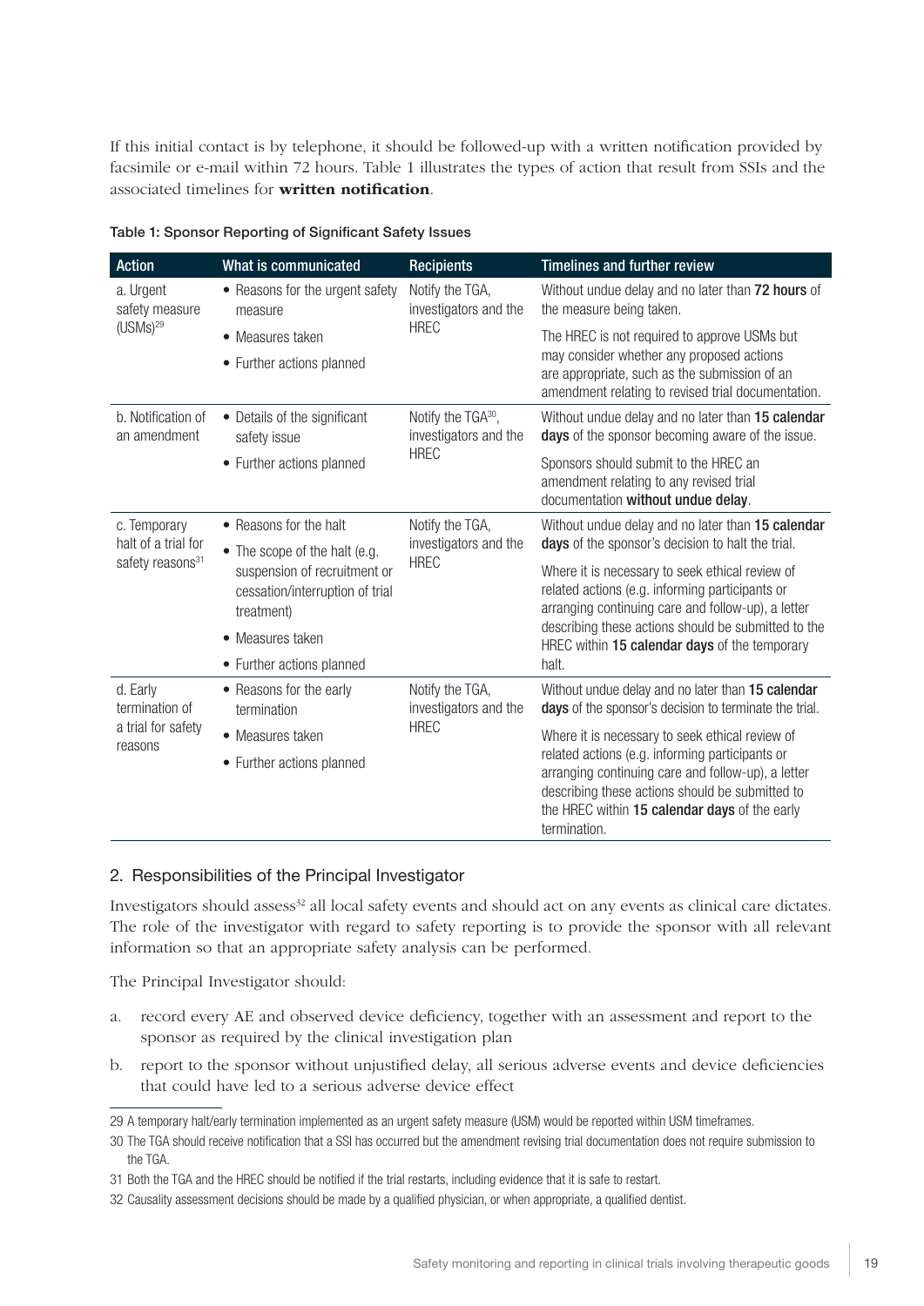If this initial contact is by telephone, it should be followed-up with a written notification provided by facsimile or e-mail within 72 hours. Table 1 illustrates the types of action that result from SSIs and the associated timelines for **written notification**.

Table 1: Sponsor Reporting of Significant Safety Issues

| Action | What is communicated | Recipients | Timelines and further review |
|---|---|---|---|
| a. Urgent safety measure (USMs)[29] | • Reasons for the urgent safety measure<br>• Measures taken<br>• Further actions planned | Notify the TGA, investigators and the HREC | Without undue delay and no later than **72 hours** of the measure being taken.<br><br>The HREC is not required to approve USMs but may consider whether any proposed actions are appropriate, such as the submission of an amendment relating to revised trial documentation. |
| b. Notification of an amendment | • Details of the significant safety issue<br>• Further actions planned | Notify the TGA[30], investigators and the HREC | Without undue delay and no later than **15 calendar days** of the sponsor becoming aware of the issue.<br><br>Sponsors should submit to the HREC an amendment relating to any revised trial documentation **without undue delay**. |
| c. Temporary halt of a trial for safety reasons[31] | • Reasons for the halt<br>• The scope of the halt (e.g. suspension of recruitment or cessation/interruption of trial treatment)<br>• Measures taken<br>• Further actions planned | Notify the TGA, investigators and the HREC | Without undue delay and no later than **15 calendar days** of the sponsor's decision to halt the trial.<br><br>Where it is necessary to seek ethical review of related actions (e.g. informing participants or arranging continuing care and follow-up), a letter describing these actions should be submitted to the HREC within **15 calendar days** of the temporary halt. |
| d. Early termination of a trial for safety reasons | • Reasons for the early termination<br>• Measures taken<br>• Further actions planned | Notify the TGA, investigators and the HREC | Without undue delay and no later than **15 calendar days** of the sponsor's decision to terminate the trial.<br><br>Where it is necessary to seek ethical review of related actions (e.g. informing participants or arranging continuing care and follow-up), a letter describing these actions should be submitted to the HREC within **15 calendar days** of the early termination. |

## 2. Responsibilities of the Principal Investigator

Investigators should assess[32] all local safety events and should act on any events as clinical care dictates. The role of the investigator with regard to safety reporting is to provide the sponsor with all relevant information so that an appropriate safety analysis can be performed.

The Principal Investigator should:

a. record every AE and observed device deficiency, together with an assessment and report to the sponsor as required by the clinical investigation plan

b. report to the sponsor without unjustified delay, all serious adverse events and device deficiencies that could have led to a serious adverse device effect

---

29 A temporary halt/early termination implemented as an urgent safety measure (USM) would be reported within USM timeframes.

30 The TGA should receive notification that a SSI has occurred but the amendment revising trial documentation does not require submission to the TGA.

31 Both the TGA and the HREC should be notified if the trial restarts, including evidence that it is safe to restart.

32 Causality assessment decisions should be made by a qualified physician, or when appropriate, a qualified dentist.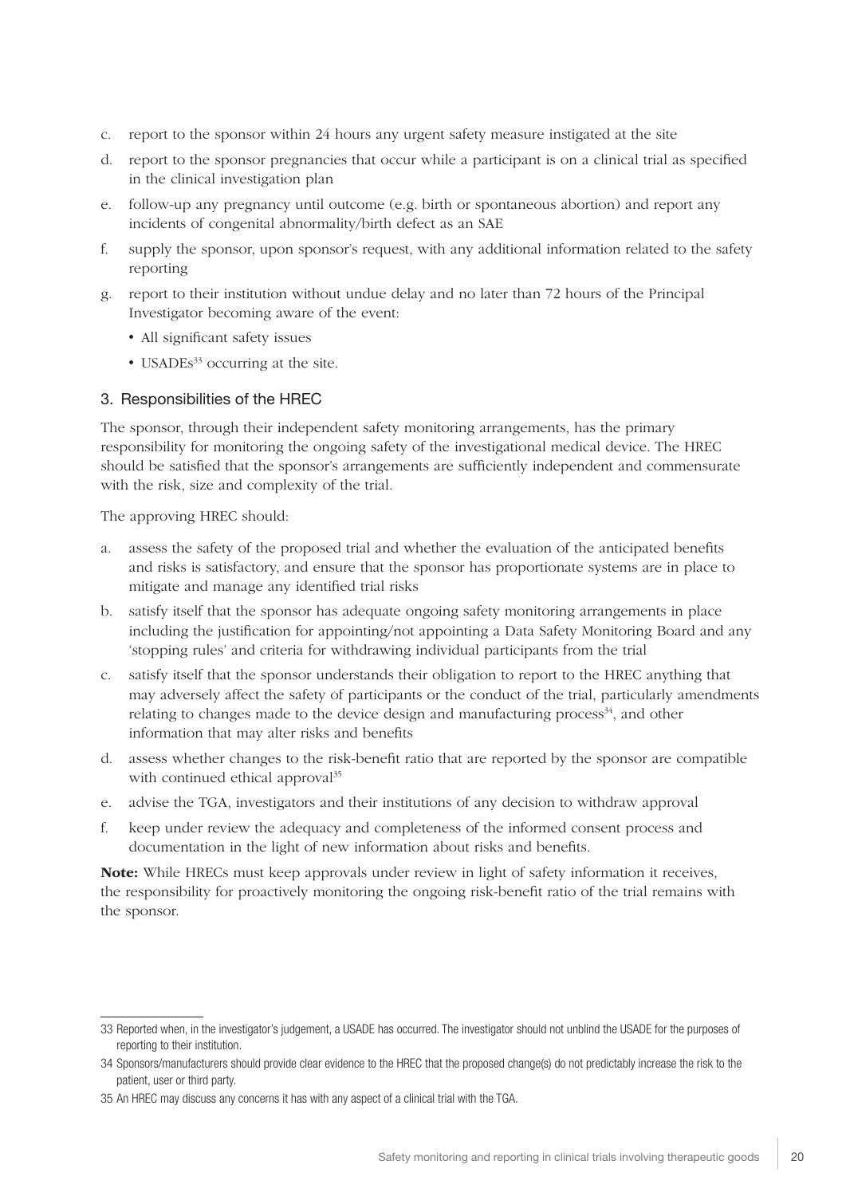c. report to the sponsor within 24 hours any urgent safety measure instigated at the site
d. report to the sponsor pregnancies that occur while a participant is on a clinical trial as specified in the clinical investigation plan
e. follow-up any pregnancy until outcome (e.g. birth or spontaneous abortion) and report any incidents of congenital abnormality/birth defect as an SAE
f. supply the sponsor, upon sponsor's request, with any additional information related to the safety reporting
g. report to their institution without undue delay and no later than 72 hours of the Principal Investigator becoming aware of the event:
   - All significant safety issues
   - USADEs[33] occurring at the site.

### 3. Responsibilities of the HREC

The sponsor, through their independent safety monitoring arrangements, has the primary responsibility for monitoring the ongoing safety of the investigational medical device. The HREC should be satisfied that the sponsor's arrangements are sufficiently independent and commensurate with the risk, size and complexity of the trial.

The approving HREC should:

a. assess the safety of the proposed trial and whether the evaluation of the anticipated benefits and risks is satisfactory, and ensure that the sponsor has proportionate systems are in place to mitigate and manage any identified trial risks
b. satisfy itself that the sponsor has adequate ongoing safety monitoring arrangements in place including the justification for appointing/not appointing a Data Safety Monitoring Board and any 'stopping rules' and criteria for withdrawing individual participants from the trial
c. satisfy itself that the sponsor understands their obligation to report to the HREC anything that may adversely affect the safety of participants or the conduct of the trial, particularly amendments relating to changes made to the device design and manufacturing process[34], and other information that may alter risks and benefits
d. assess whether changes to the risk-benefit ratio that are reported by the sponsor are compatible with continued ethical approval[35]
e. advise the TGA, investigators and their institutions of any decision to withdraw approval
f. keep under review the adequacy and completeness of the informed consent process and documentation in the light of new information about risks and benefits.

**Note:** While HRECs must keep approvals under review in light of safety information it receives, the responsibility for proactively monitoring the ongoing risk-benefit ratio of the trial remains with the sponsor.

---

33 Reported when, in the investigator's judgement, a USADE has occurred. The investigator should not unblind the USADE for the purposes of reporting to their institution.

34 Sponsors/manufacturers should provide clear evidence to the HREC that the proposed change(s) do not predictably increase the risk to the patient, user or third party.

35 An HREC may discuss any concerns it has with any aspect of a clinical trial with the TGA.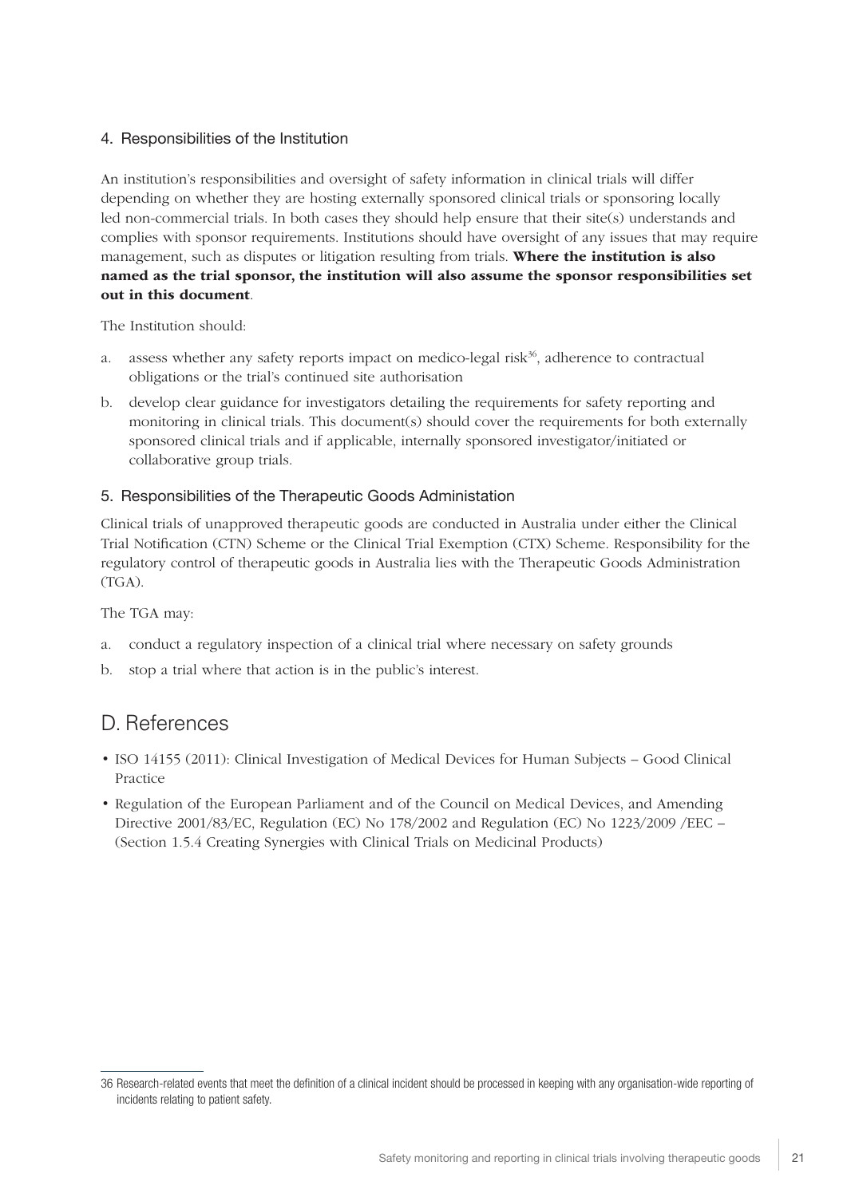### 4. Responsibilities of the Institution

An institution's responsibilities and oversight of safety information in clinical trials will differ depending on whether they are hosting externally sponsored clinical trials or sponsoring locally led non-commercial trials. In both cases they should help ensure that their site(s) understands and complies with sponsor requirements. Institutions should have oversight of any issues that may require management, such as disputes or litigation resulting from trials. **Where the institution is also named as the trial sponsor, the institution will also assume the sponsor responsibilities set out in this document**.

The Institution should:

a. assess whether any safety reports impact on medico-legal risk[36], adherence to contractual obligations or the trial's continued site authorisation

b. develop clear guidance for investigators detailing the requirements for safety reporting and monitoring in clinical trials. This document(s) should cover the requirements for both externally sponsored clinical trials and if applicable, internally sponsored investigator/initiated or collaborative group trials.

### 5. Responsibilities of the Therapeutic Goods Administation

Clinical trials of unapproved therapeutic goods are conducted in Australia under either the Clinical Trial Notification (CTN) Scheme or the Clinical Trial Exemption (CTX) Scheme. Responsibility for the regulatory control of therapeutic goods in Australia lies with the Therapeutic Goods Administration (TGA).

The TGA may:

a. conduct a regulatory inspection of a clinical trial where necessary on safety grounds

b. stop a trial where that action is in the public's interest.

## D. References

- ISO 14155 (2011): Clinical Investigation of Medical Devices for Human Subjects – Good Clinical Practice
- Regulation of the European Parliament and of the Council on Medical Devices, and Amending Directive 2001/83/EC, Regulation (EC) No 178/2002 and Regulation (EC) No 1223/2009 /EEC – (Section 1.5.4 Creating Synergies with Clinical Trials on Medicinal Products)

---

36 Research-related events that meet the definition of a clinical incident should be processed in keeping with any organisation-wide reporting of incidents relating to patient safety.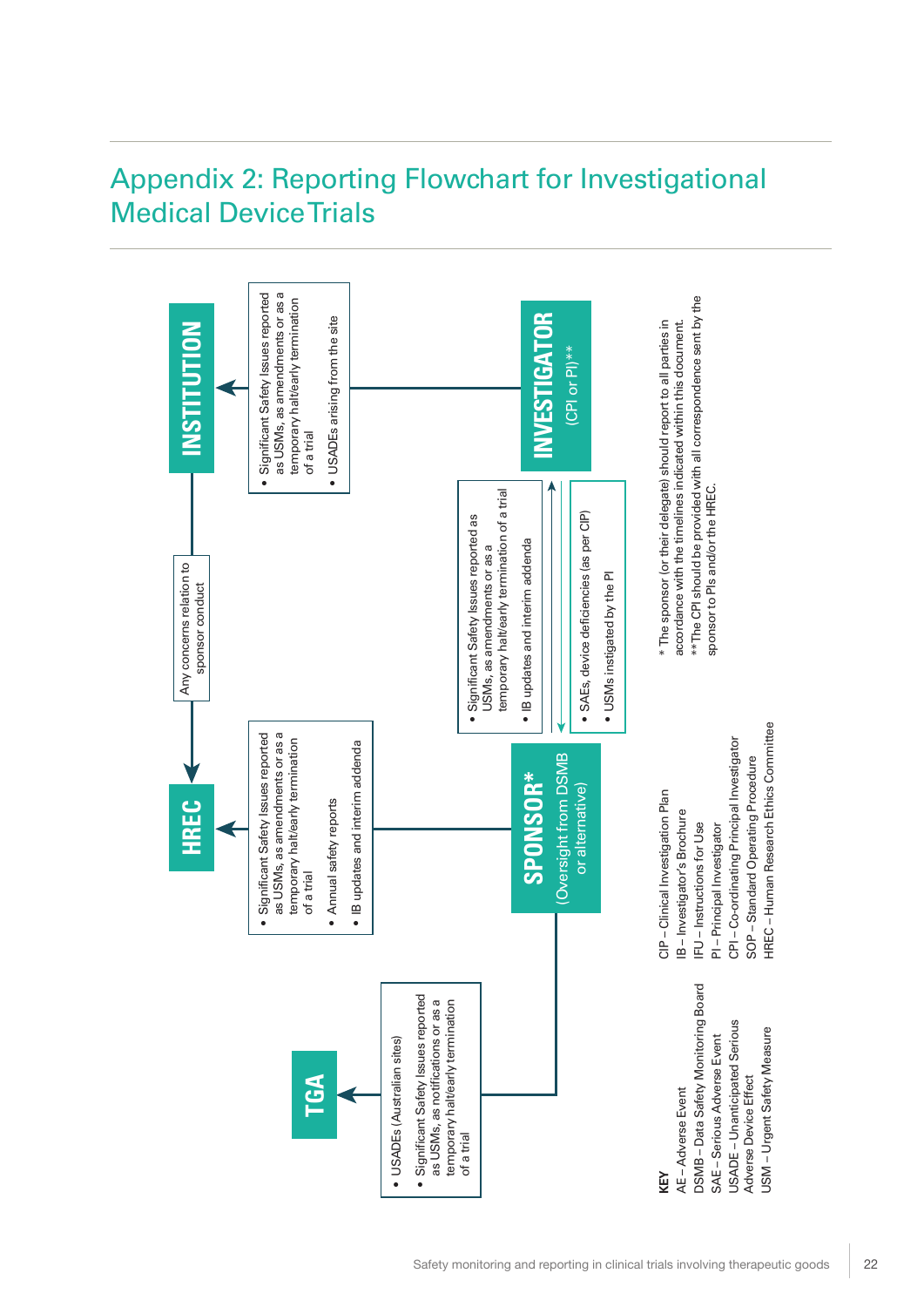# Appendix 2: Reporting Flowchart for Investigational Medical Device Trials

**INVESTIGATOR** (CPI or PI)**

→ **INSTITUTION**
- Significant Safety Issues reported as USMs, as amendments or as a temporary halt/early termination of a trial
- USADEs arising from the site

**INVESTIGATOR** → **SPONSOR**
- SAEs, device deficiencies (as per CIP)
- USMs instigated by the PI

**SPONSOR** → **INVESTIGATOR**
- Significant Safety Issues reported as USMs, as amendments or as a temporary halt/early termination of a trial
- IB updates and interim addenda

**SPONSOR*** (Oversight from DSMB or alternative)

→ **HREC**
- Significant Safety Issues reported as USMs, as amendments or as a temporary halt/early termination of a trial
- Annual safety reports
- IB updates and interim addenda

→ **TGA**
- USADEs (Australian sites)
- Significant Safety Issues reported as USMs, as notifications or as a temporary halt/early termination of a trial

**INSTITUTION** → **HREC**
- Any concerns relation to sponsor conduct

\* The sponsor (or their delegate) should report to all parties in accordance with the timelines indicated within this document.

\*\*The CPI should be provided with all correspondence sent by the sponsor to PIs and/or the HREC.

**KEY**

AE – Adverse Event
DSMB – Data Safety Monitoring Board
SAE – Serious Adverse Event
USADE – Unanticipated Serious Adverse Device Effect
USM – Urgent Safety Measure
CIP – Clinical Investigation Plan
IB – Investigator's Brochure
IFU – Instructions for Use
PI – Principal Investigator
CPI – Co-ordinating Principal Investigator
SOP – Standard Operating Procedure
HREC – Human Research Ethics Committee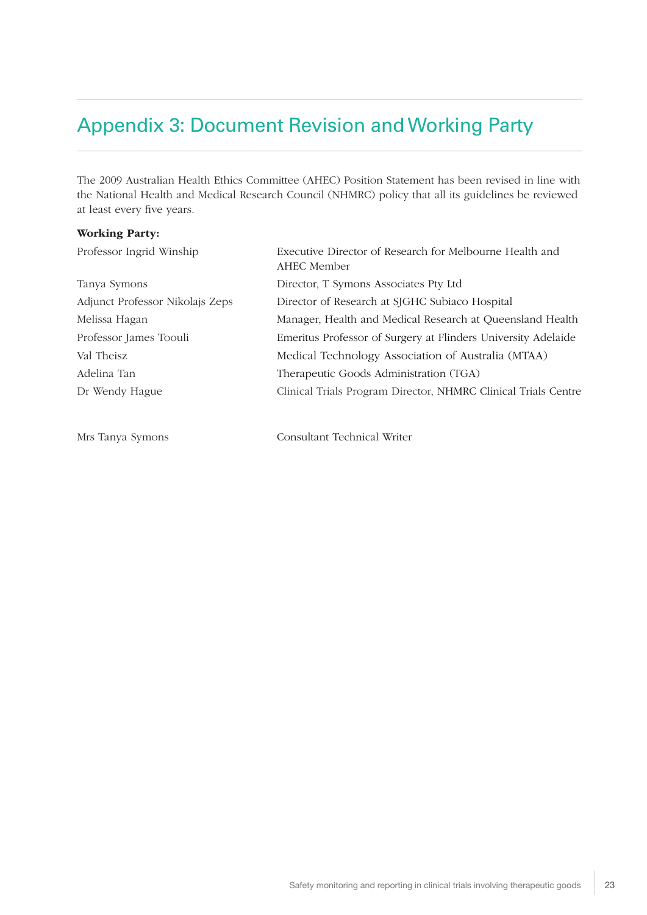# Appendix 3: Document Revision and Working Party

The 2009 Australian Health Ethics Committee (AHEC) Position Statement has been revised in line with the National Health and Medical Research Council (NHMRC) policy that all its guidelines be reviewed at least every five years.

**Working Party:**

| | |
|---|---|
| Professor Ingrid Winship | Executive Director of Research for Melbourne Health and AHEC Member |
| Tanya Symons | Director, T Symons Associates Pty Ltd |
| Adjunct Professor Nikolajs Zeps | Director of Research at SJGHC Subiaco Hospital |
| Melissa Hagan | Manager, Health and Medical Research at Queensland Health |
| Professor James Toouli | Emeritus Professor of Surgery at Flinders University Adelaide |
| Val Theisz | Medical Technology Association of Australia (MTAA) |
| Adelina Tan | Therapeutic Goods Administration (TGA) |
| Dr Wendy Hague | Clinical Trials Program Director, NHMRC Clinical Trials Centre |

| | |
|---|---|
| Mrs Tanya Symons | Consultant Technical Writer |